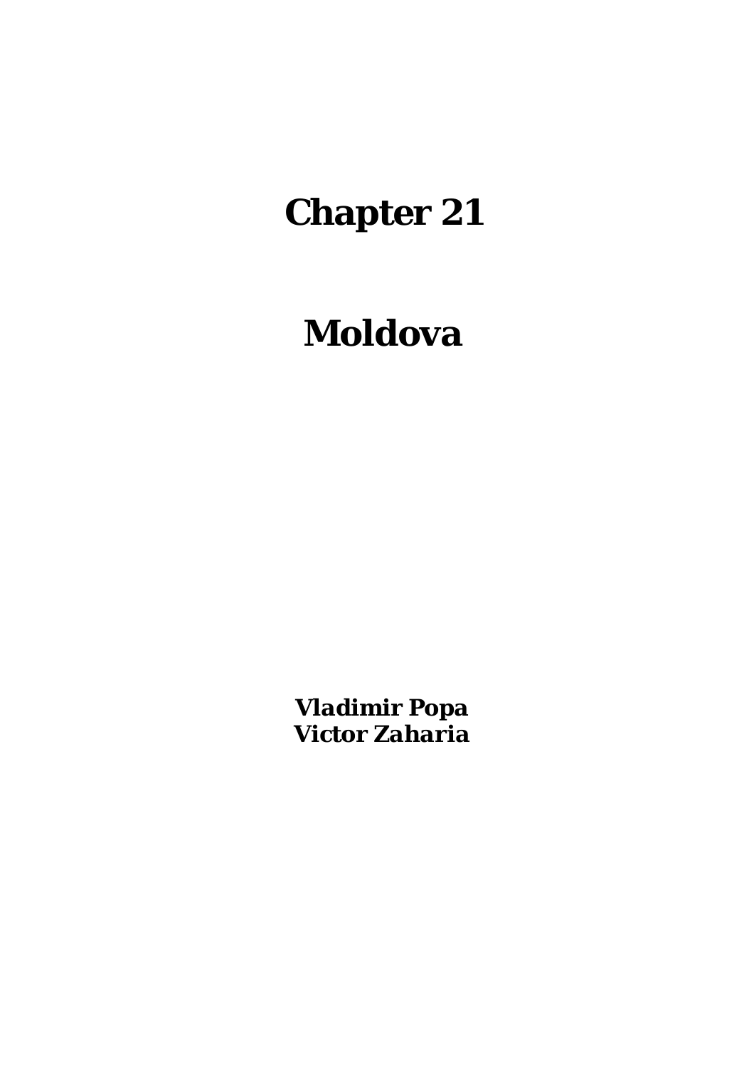# Chapter 21

# Moldova

**Vladimir Popa**
**Victor Zaharia**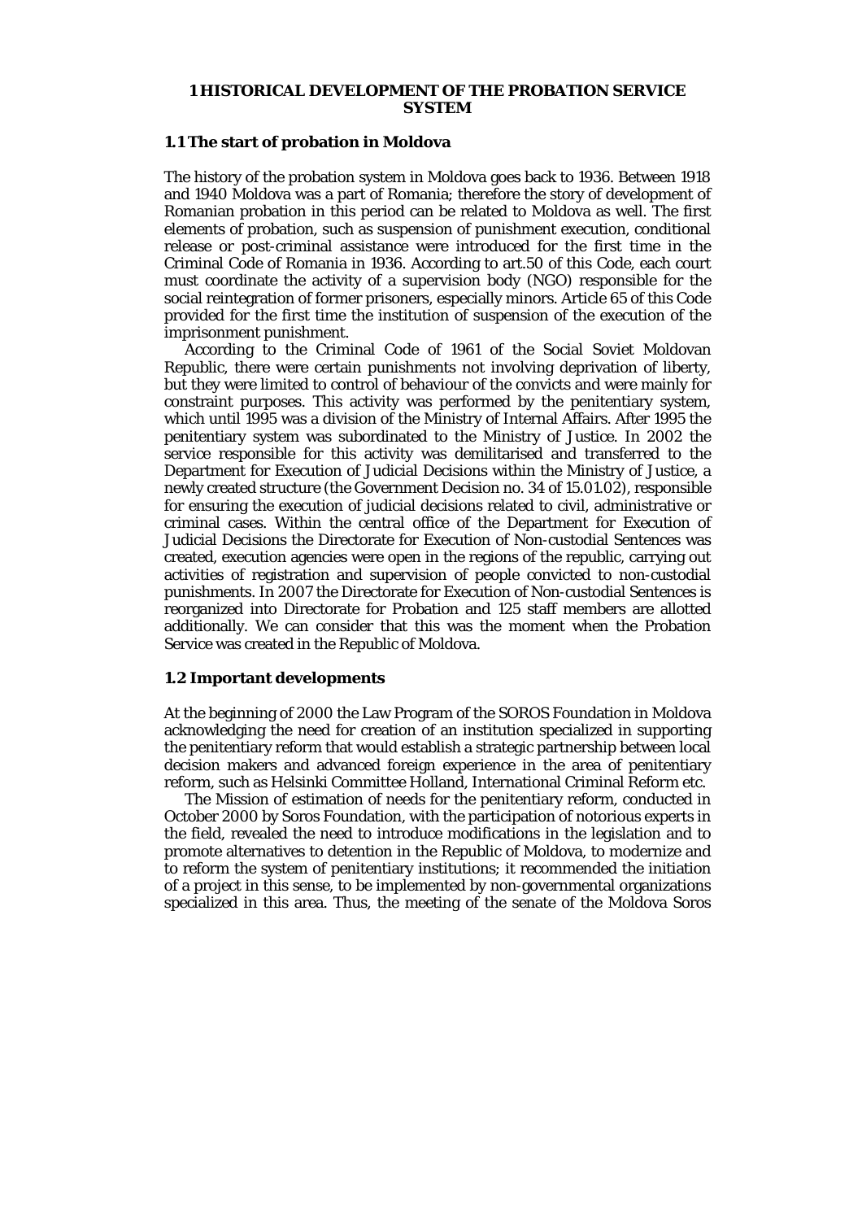# 1 HISTORICAL DEVELOPMENT OF THE PROBATION SERVICE SYSTEM

## 1.1 The start of probation in Moldova

The history of the probation system in Moldova goes back to 1936. Between 1918 and 1940 Moldova was a part of Romania; therefore the story of development of Romanian probation in this period can be related to Moldova as well. The first elements of probation, such as suspension of punishment execution, conditional release or post-criminal assistance were introduced for the first time in the Criminal Code of Romania in 1936. According to art.50 of this Code, each court must coordinate the activity of a supervision body (NGO) responsible for the social reintegration of former prisoners, especially minors. Article 65 of this Code provided for the first time the institution of suspension of the execution of the imprisonment punishment.

According to the Criminal Code of 1961 of the Social Soviet Moldovan Republic, there were certain punishments not involving deprivation of liberty, but they were limited to control of behaviour of the convicts and were mainly for constraint purposes. This activity was performed by the penitentiary system, which until 1995 was a division of the Ministry of Internal Affairs. After 1995 the penitentiary system was subordinated to the Ministry of Justice. In 2002 the service responsible for this activity was demilitarised and transferred to the Department for Execution of Judicial Decisions within the Ministry of Justice, a newly created structure (the Government Decision no. 34 of 15.01.02), responsible for ensuring the execution of judicial decisions related to civil, administrative or criminal cases. Within the central office of the Department for Execution of Judicial Decisions the Directorate for Execution of Non-custodial Sentences was created, execution agencies were open in the regions of the republic, carrying out activities of registration and supervision of people convicted to non-custodial punishments. In 2007 the Directorate for Execution of Non-custodial Sentences is reorganized into Directorate for Probation and 125 staff members are allotted additionally. We can consider that this was the moment when the Probation Service was created in the Republic of Moldova.

## 1.2 Important developments

At the beginning of 2000 the Law Program of the SOROS Foundation in Moldova acknowledging the need for creation of an institution specialized in supporting the penitentiary reform that would establish a strategic partnership between local decision makers and advanced foreign experience in the area of penitentiary reform, such as Helsinki Committee Holland, International Criminal Reform etc.

The Mission of estimation of needs for the penitentiary reform, conducted in October 2000 by Soros Foundation, with the participation of notorious experts in the field, revealed the need to introduce modifications in the legislation and to promote alternatives to detention in the Republic of Moldova, to modernize and to reform the system of penitentiary institutions; it recommended the initiation of a project in this sense, to be implemented by non-governmental organizations specialized in this area. Thus, the meeting of the senate of the Moldova Soros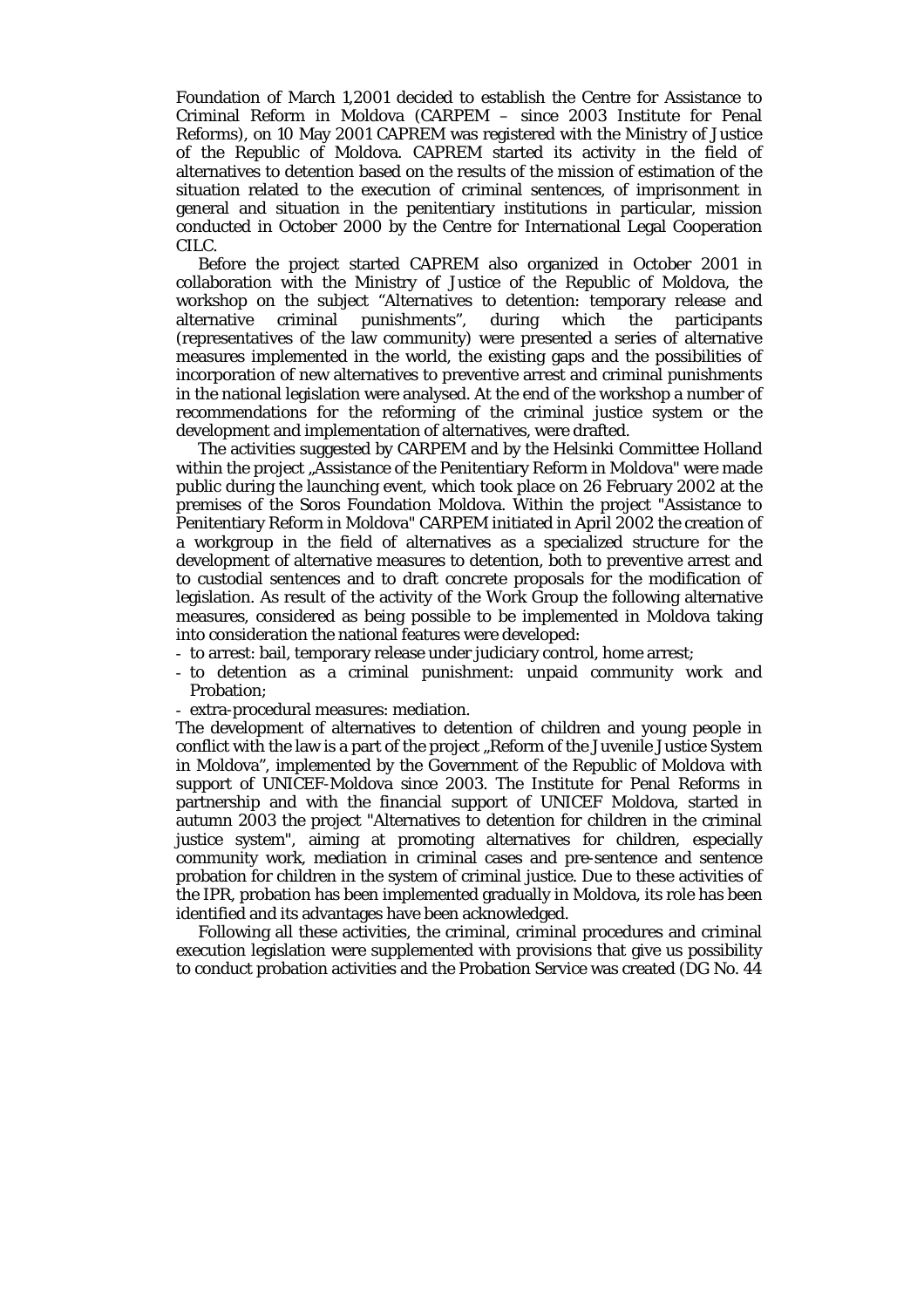Foundation of March 1,2001 decided to establish the Centre for Assistance to Criminal Reform in Moldova (CARPEM – since 2003 Institute for Penal Reforms), on 10 May 2001 CAPREM was registered with the Ministry of Justice of the Republic of Moldova. CAPREM started its activity in the field of alternatives to detention based on the results of the mission of estimation of the situation related to the execution of criminal sentences, of imprisonment in general and situation in the penitentiary institutions in particular, mission conducted in October 2000 by the Centre for International Legal Cooperation CILC.

Before the project started CAPREM also organized in October 2001 in collaboration with the Ministry of Justice of the Republic of Moldova, the workshop on the subject "Alternatives to detention: temporary release and alternative criminal punishments", during which the participants (representatives of the law community) were presented a series of alternative measures implemented in the world, the existing gaps and the possibilities of incorporation of new alternatives to preventive arrest and criminal punishments in the national legislation were analysed. At the end of the workshop a number of recommendations for the reforming of the criminal justice system or the development and implementation of alternatives, were drafted.

The activities suggested by CARPEM and by the Helsinki Committee Holland within the project „Assistance of the Penitentiary Reform in Moldova" were made public during the launching event, which took place on 26 February 2002 at the premises of the Soros Foundation Moldova. Within the project "Assistance to Penitentiary Reform in Moldova" CARPEM initiated in April 2002 the creation of a workgroup in the field of alternatives as a specialized structure for the development of alternative measures to detention, both to preventive arrest and to custodial sentences and to draft concrete proposals for the modification of legislation. As result of the activity of the Work Group the following alternative measures, considered as being possible to be implemented in Moldova taking into consideration the national features were developed:

- to arrest: bail, temporary release under judiciary control, home arrest;
- to detention as a criminal punishment: unpaid community work and Probation;
- extra-procedural measures: mediation.

The development of alternatives to detention of children and young people in conflict with the law is a part of the project „Reform of the Juvenile Justice System in Moldova", implemented by the Government of the Republic of Moldova with support of UNICEF-Moldova since 2003. The Institute for Penal Reforms in partnership and with the financial support of UNICEF Moldova, started in autumn 2003 the project "Alternatives to detention for children in the criminal justice system", aiming at promoting alternatives for children, especially community work, mediation in criminal cases and pre-sentence and sentence probation for children in the system of criminal justice. Due to these activities of the IPR, probation has been implemented gradually in Moldova, its role has been identified and its advantages have been acknowledged.

Following all these activities, the criminal, criminal procedures and criminal execution legislation were supplemented with provisions that give us possibility to conduct probation activities and the Probation Service was created (DG No. 44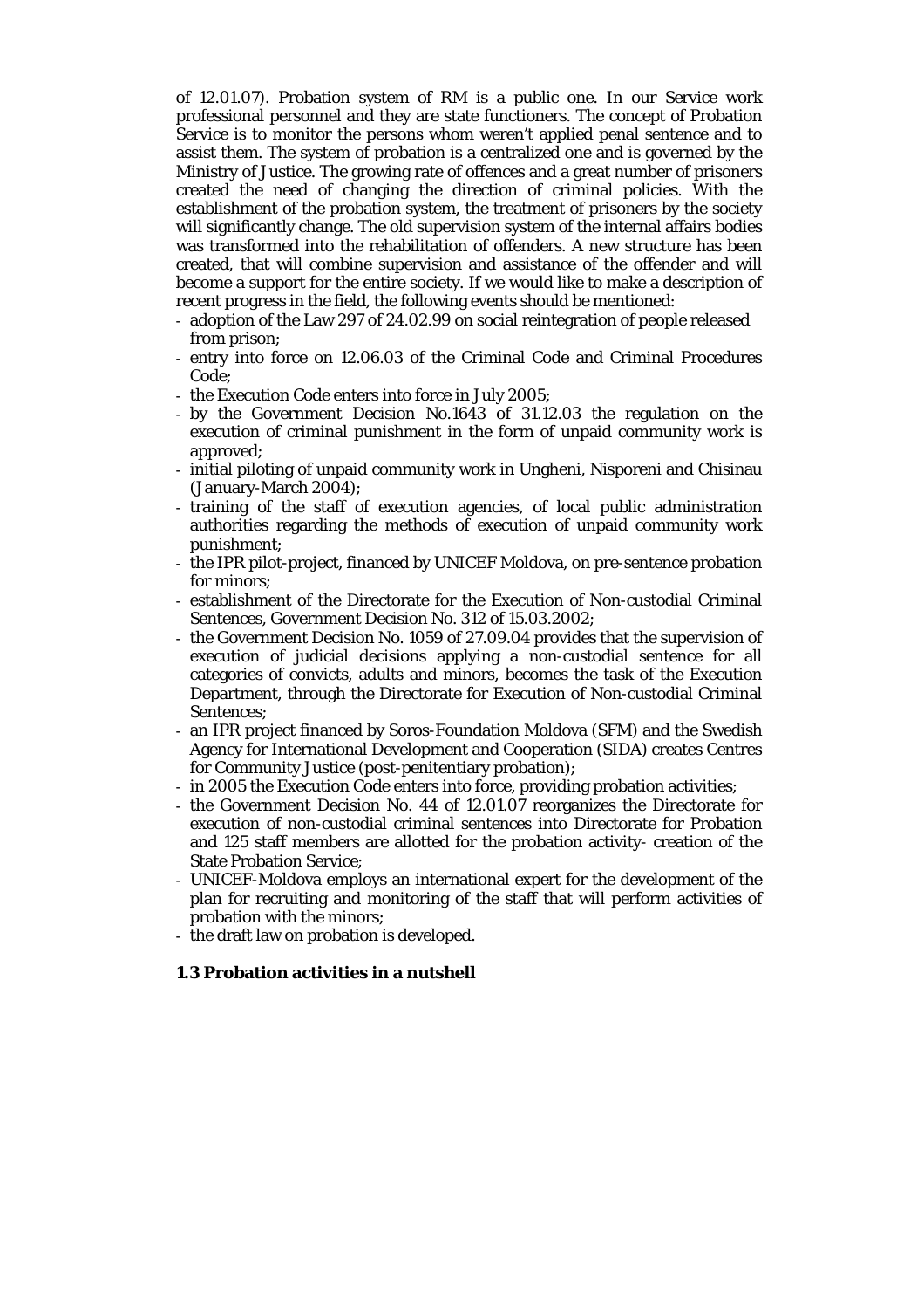of 12.01.07). Probation system of RM is a public one. In our Service work professional personnel and they are state functioners. The concept of Probation Service is to monitor the persons whom weren't applied penal sentence and to assist them. The system of probation is a centralized one and is governed by the Ministry of Justice. The growing rate of offences and a great number of prisoners created the need of changing the direction of criminal policies. With the establishment of the probation system, the treatment of prisoners by the society will significantly change. The old supervision system of the internal affairs bodies was transformed into the rehabilitation of offenders. A new structure has been created, that will combine supervision and assistance of the offender and will become a support for the entire society. If we would like to make a description of recent progress in the field, the following events should be mentioned:

- adoption of the Law 297 of 24.02.99 on social reintegration of people released from prison;
- entry into force on 12.06.03 of the Criminal Code and Criminal Procedures Code;
- the Execution Code enters into force in July 2005;
- by the Government Decision No.1643 of 31.12.03 the regulation on the execution of criminal punishment in the form of unpaid community work is approved;
- initial piloting of unpaid community work in Ungheni, Nisporeni and Chisinau (January-March 2004);
- training of the staff of execution agencies, of local public administration authorities regarding the methods of execution of unpaid community work punishment;
- the IPR pilot-project, financed by UNICEF Moldova, on pre-sentence probation for minors;
- establishment of the Directorate for the Execution of Non-custodial Criminal Sentences, Government Decision No. 312 of 15.03.2002;
- the Government Decision No. 1059 of 27.09.04 provides that the supervision of execution of judicial decisions applying a non-custodial sentence for all categories of convicts, adults and minors, becomes the task of the Execution Department, through the Directorate for Execution of Non-custodial Criminal Sentences;
- an IPR project financed by Soros-Foundation Moldova (SFM) and the Swedish Agency for International Development and Cooperation (SIDA) creates Centres for Community Justice (post-penitentiary probation);
- in 2005 the Execution Code enters into force, providing probation activities;
- the Government Decision No. 44 of 12.01.07 reorganizes the Directorate for execution of non-custodial criminal sentences into Directorate for Probation and 125 staff members are allotted for the probation activity- creation of the State Probation Service;
- UNICEF-Moldova employs an international expert for the development of the plan for recruiting and monitoring of the staff that will perform activities of probation with the minors;
- the draft law on probation is developed.

### 1.3 Probation activities in a nutshell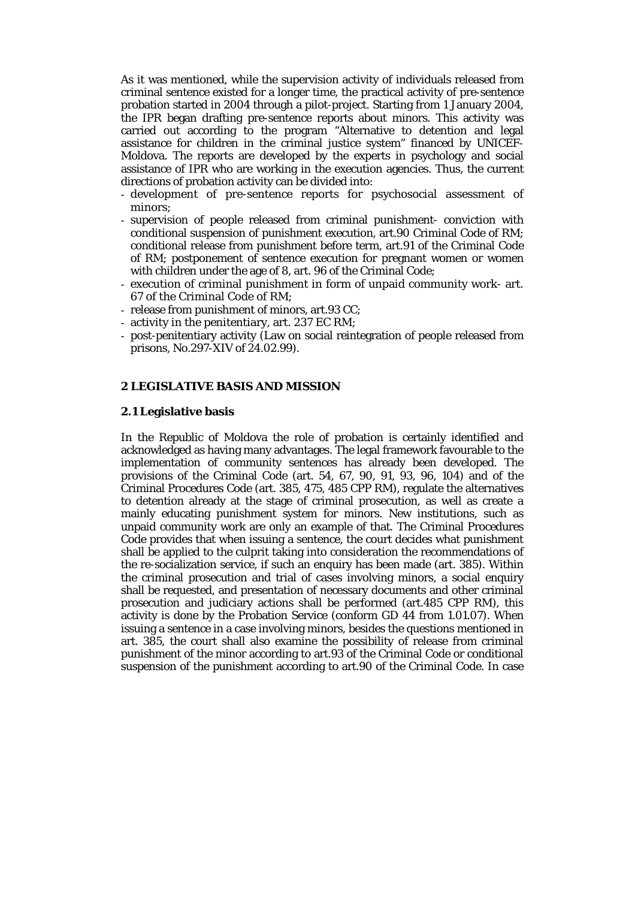As it was mentioned, while the supervision activity of individuals released from criminal sentence existed for a longer time, the practical activity of pre-sentence probation started in 2004 through a pilot-project. Starting from 1 January 2004, the IPR began drafting pre-sentence reports about minors. This activity was carried out according to the program "Alternative to detention and legal assistance for children in the criminal justice system" financed by UNICEF-Moldova. The reports are developed by the experts in psychology and social assistance of IPR who are working in the execution agencies. Thus, the current directions of probation activity can be divided into:

- development of pre-sentence reports for psychosocial assessment of minors;
- supervision of people released from criminal punishment- conviction with conditional suspension of punishment execution, art.90 Criminal Code of RM; conditional release from punishment before term, art.91 of the Criminal Code of RM; postponement of sentence execution for pregnant women or women with children under the age of 8, art. 96 of the Criminal Code;
- execution of criminal punishment in form of unpaid community work- art. 67 of the Criminal Code of RM;
- release from punishment of minors, art.93 CC;
- activity in the penitentiary, art. 237 EC RM;
- post-penitentiary activity (Law on social reintegration of people released from prisons, No.297-XIV of 24.02.99).

## 2 LEGISLATIVE BASIS AND MISSION

### 2.1 Legislative basis

In the Republic of Moldova the role of probation is certainly identified and acknowledged as having many advantages. The legal framework favourable to the implementation of community sentences has already been developed. The provisions of the Criminal Code (art. 54, 67, 90, 91, 93, 96, 104) and of the Criminal Procedures Code (art. 385, 475, 485 CPP RM), regulate the alternatives to detention already at the stage of criminal prosecution, as well as create a mainly educating punishment system for minors. New institutions, such as unpaid community work are only an example of that. The Criminal Procedures Code provides that when issuing a sentence, the court decides what punishment shall be applied to the culprit taking into consideration the recommendations of the re-socialization service, if such an enquiry has been made (art. 385). Within the criminal prosecution and trial of cases involving minors, a social enquiry shall be requested, and presentation of necessary documents and other criminal prosecution and judiciary actions shall be performed (art.485 CPP RM), this activity is done by the Probation Service (conform GD 44 from 1.01.07). When issuing a sentence in a case involving minors, besides the questions mentioned in art. 385, the court shall also examine the possibility of release from criminal punishment of the minor according to art.93 of the Criminal Code or conditional suspension of the punishment according to art.90 of the Criminal Code. In case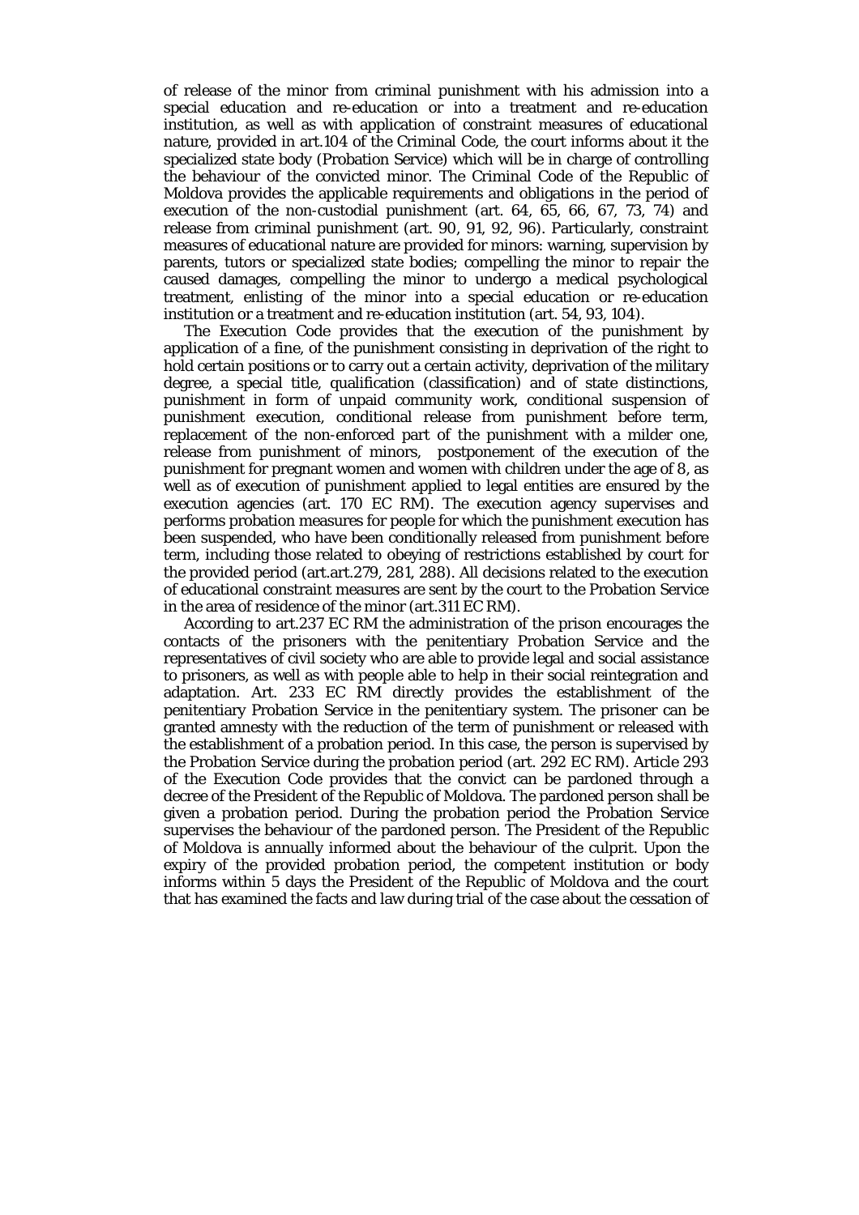of release of the minor from criminal punishment with his admission into a special education and re-education or into a treatment and re-education institution, as well as with application of constraint measures of educational nature, provided in art.104 of the Criminal Code, the court informs about it the specialized state body (Probation Service) which will be in charge of controlling the behaviour of the convicted minor. The Criminal Code of the Republic of Moldova provides the applicable requirements and obligations in the period of execution of the non-custodial punishment (art. 64, 65, 66, 67, 73, 74) and release from criminal punishment (art. 90, 91, 92, 96). Particularly, constraint measures of educational nature are provided for minors: warning, supervision by parents, tutors or specialized state bodies; compelling the minor to repair the caused damages, compelling the minor to undergo a medical psychological treatment, enlisting of the minor into a special education or re-education institution or a treatment and re-education institution (art. 54, 93, 104).

The Execution Code provides that the execution of the punishment by application of a fine, of the punishment consisting in deprivation of the right to hold certain positions or to carry out a certain activity, deprivation of the military degree, a special title, qualification (classification) and of state distinctions, punishment in form of unpaid community work, conditional suspension of punishment execution, conditional release from punishment before term, replacement of the non-enforced part of the punishment with a milder one, release from punishment of minors, postponement of the execution of the punishment for pregnant women and women with children under the age of 8, as well as of execution of punishment applied to legal entities are ensured by the execution agencies (art. 170 EC RM). The execution agency supervises and performs probation measures for people for which the punishment execution has been suspended, who have been conditionally released from punishment before term, including those related to obeying of restrictions established by court for the provided period (art.art.279, 281, 288). All decisions related to the execution of educational constraint measures are sent by the court to the Probation Service in the area of residence of the minor (art.311 EC RM).

According to art.237 EC RM the administration of the prison encourages the contacts of the prisoners with the penitentiary Probation Service and the representatives of civil society who are able to provide legal and social assistance to prisoners, as well as with people able to help in their social reintegration and adaptation. Art. 233 EC RM directly provides the establishment of the penitentiary Probation Service in the penitentiary system. The prisoner can be granted amnesty with the reduction of the term of punishment or released with the establishment of a probation period. In this case, the person is supervised by the Probation Service during the probation period (art. 292 EC RM). Article 293 of the Execution Code provides that the convict can be pardoned through a decree of the President of the Republic of Moldova. The pardoned person shall be given a probation period. During the probation period the Probation Service supervises the behaviour of the pardoned person. The President of the Republic of Moldova is annually informed about the behaviour of the culprit. Upon the expiry of the provided probation period, the competent institution or body informs within 5 days the President of the Republic of Moldova and the court that has examined the facts and law during trial of the case about the cessation of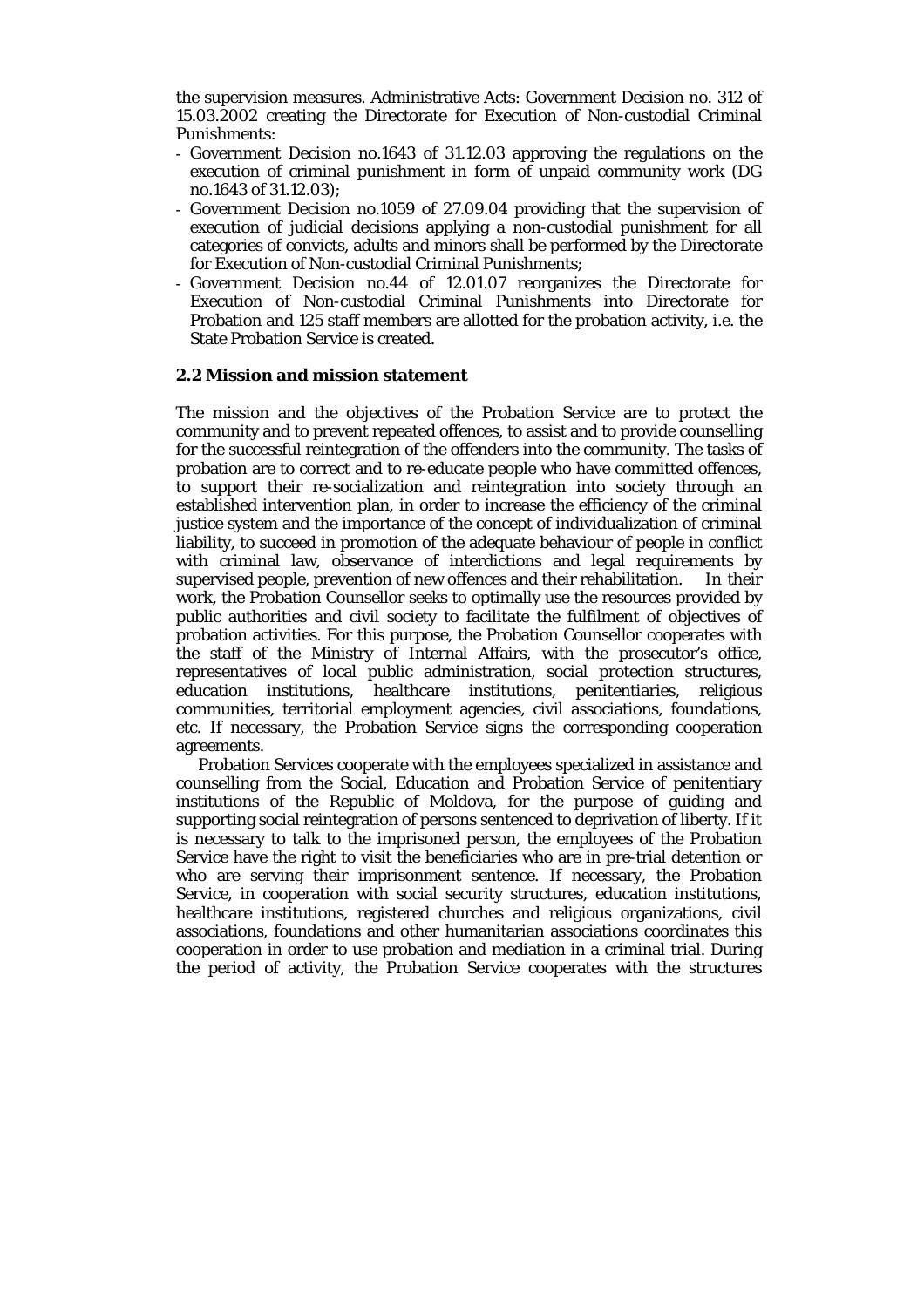the supervision measures. Administrative Acts: Government Decision no. 312 of 15.03.2002 creating the Directorate for Execution of Non-custodial Criminal Punishments:

- Government Decision no.1643 of 31.12.03 approving the regulations on the execution of criminal punishment in form of unpaid community work (DG no.1643 of 31.12.03);
- Government Decision no.1059 of 27.09.04 providing that the supervision of execution of judicial decisions applying a non-custodial punishment for all categories of convicts, adults and minors shall be performed by the Directorate for Execution of Non-custodial Criminal Punishments;
- Government Decision no.44 of 12.01.07 reorganizes the Directorate for Execution of Non-custodial Criminal Punishments into Directorate for Probation and 125 staff members are allotted for the probation activity, i.e. the State Probation Service is created.

### 2.2 Mission and mission statement

The mission and the objectives of the Probation Service are to protect the community and to prevent repeated offences, to assist and to provide counselling for the successful reintegration of the offenders into the community. The tasks of probation are to correct and to re-educate people who have committed offences, to support their re-socialization and reintegration into society through an established intervention plan, in order to increase the efficiency of the criminal justice system and the importance of the concept of individualization of criminal liability, to succeed in promotion of the adequate behaviour of people in conflict with criminal law, observance of interdictions and legal requirements by supervised people, prevention of new offences and their rehabilitation. In their work, the Probation Counsellor seeks to optimally use the resources provided by public authorities and civil society to facilitate the fulfilment of objectives of probation activities. For this purpose, the Probation Counsellor cooperates with the staff of the Ministry of Internal Affairs, with the prosecutor's office, representatives of local public administration, social protection structures, education institutions, healthcare institutions, penitentiaries, religious communities, territorial employment agencies, civil associations, foundations, etc. If necessary, the Probation Service signs the corresponding cooperation agreements.

Probation Services cooperate with the employees specialized in assistance and counselling from the Social, Education and Probation Service of penitentiary institutions of the Republic of Moldova, for the purpose of guiding and supporting social reintegration of persons sentenced to deprivation of liberty. If it is necessary to talk to the imprisoned person, the employees of the Probation Service have the right to visit the beneficiaries who are in pre-trial detention or who are serving their imprisonment sentence. If necessary, the Probation Service, in cooperation with social security structures, education institutions, healthcare institutions, registered churches and religious organizations, civil associations, foundations and other humanitarian associations coordinates this cooperation in order to use probation and mediation in a criminal trial. During the period of activity, the Probation Service cooperates with the structures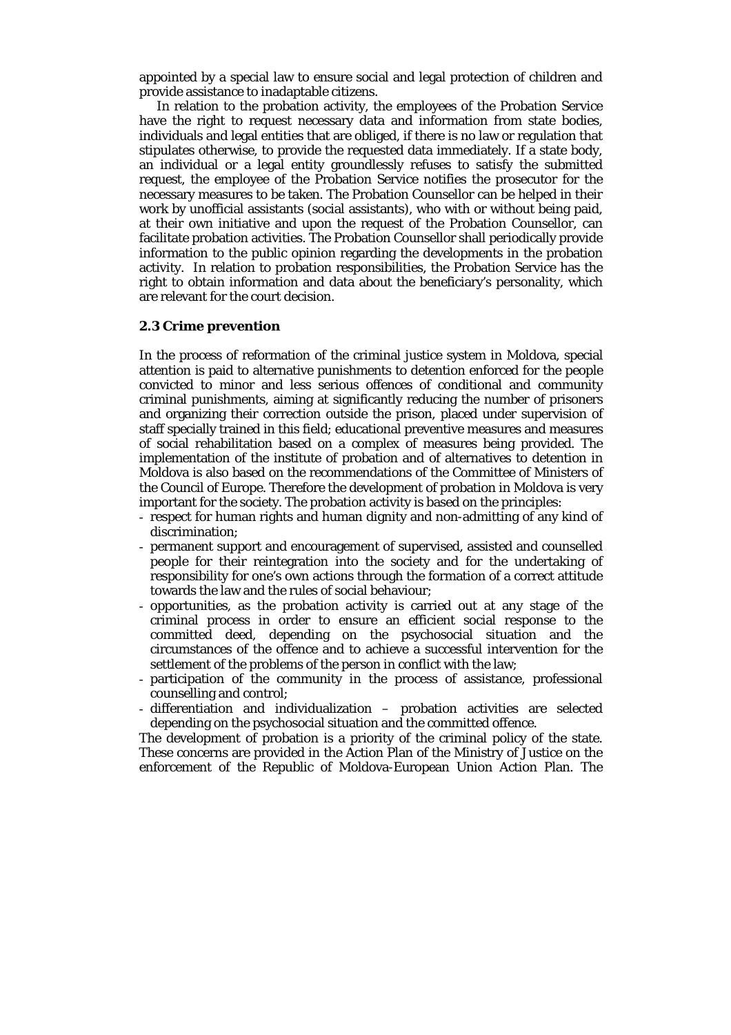appointed by a special law to ensure social and legal protection of children and provide assistance to inadaptable citizens.

In relation to the probation activity, the employees of the Probation Service have the right to request necessary data and information from state bodies, individuals and legal entities that are obliged, if there is no law or regulation that stipulates otherwise, to provide the requested data immediately. If a state body, an individual or a legal entity groundlessly refuses to satisfy the submitted request, the employee of the Probation Service notifies the prosecutor for the necessary measures to be taken. The Probation Counsellor can be helped in their work by unofficial assistants (social assistants), who with or without being paid, at their own initiative and upon the request of the Probation Counsellor, can facilitate probation activities. The Probation Counsellor shall periodically provide information to the public opinion regarding the developments in the probation activity. In relation to probation responsibilities, the Probation Service has the right to obtain information and data about the beneficiary's personality, which are relevant for the court decision.

### 2.3 Crime prevention

In the process of reformation of the criminal justice system in Moldova, special attention is paid to alternative punishments to detention enforced for the people convicted to minor and less serious offences of conditional and community criminal punishments, aiming at significantly reducing the number of prisoners and organizing their correction outside the prison, placed under supervision of staff specially trained in this field; educational preventive measures and measures of social rehabilitation based on a complex of measures being provided. The implementation of the institute of probation and of alternatives to detention in Moldova is also based on the recommendations of the Committee of Ministers of the Council of Europe. Therefore the development of probation in Moldova is very important for the society. The probation activity is based on the principles:

- respect for human rights and human dignity and non-admitting of any kind of discrimination;
- permanent support and encouragement of supervised, assisted and counselled people for their reintegration into the society and for the undertaking of responsibility for one's own actions through the formation of a correct attitude towards the law and the rules of social behaviour;
- opportunities, as the probation activity is carried out at any stage of the criminal process in order to ensure an efficient social response to the committed deed, depending on the psychosocial situation and the circumstances of the offence and to achieve a successful intervention for the settlement of the problems of the person in conflict with the law;
- participation of the community in the process of assistance, professional counselling and control;
- differentiation and individualization – probation activities are selected depending on the psychosocial situation and the committed offence.

The development of probation is a priority of the criminal policy of the state. These concerns are provided in the Action Plan of the Ministry of Justice on the enforcement of the Republic of Moldova-European Union Action Plan. The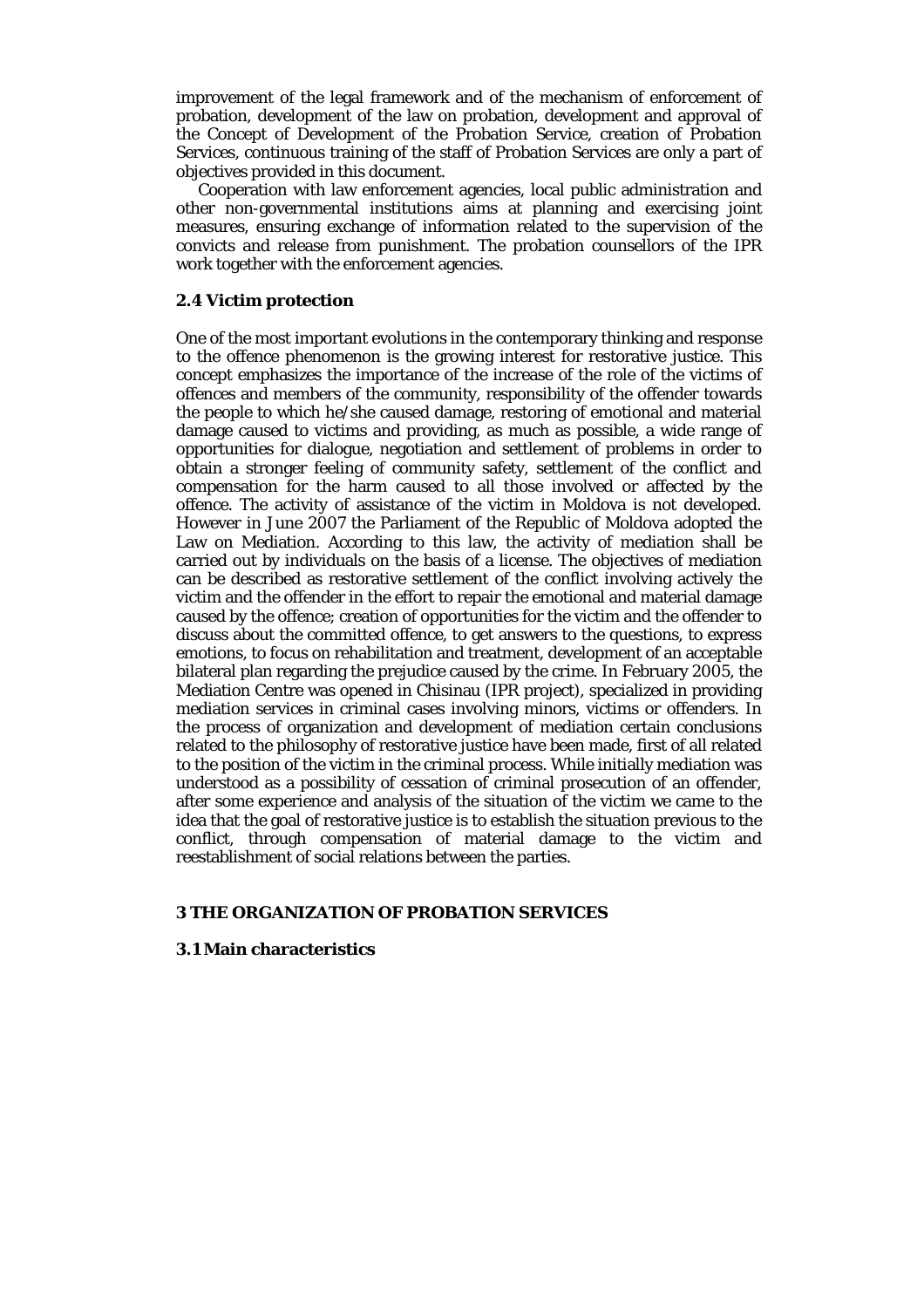improvement of the legal framework and of the mechanism of enforcement of probation, development of the law on probation, development and approval of the Concept of Development of the Probation Service, creation of Probation Services, continuous training of the staff of Probation Services are only a part of objectives provided in this document.

Cooperation with law enforcement agencies, local public administration and other non-governmental institutions aims at planning and exercising joint measures, ensuring exchange of information related to the supervision of the convicts and release from punishment. The probation counsellors of the IPR work together with the enforcement agencies.

### 2.4 Victim protection

One of the most important evolutions in the contemporary thinking and response to the offence phenomenon is the growing interest for restorative justice. This concept emphasizes the importance of the increase of the role of the victims of offences and members of the community, responsibility of the offender towards the people to which he/she caused damage, restoring of emotional and material damage caused to victims and providing, as much as possible, a wide range of opportunities for dialogue, negotiation and settlement of problems in order to obtain a stronger feeling of community safety, settlement of the conflict and compensation for the harm caused to all those involved or affected by the offence. The activity of assistance of the victim in Moldova is not developed. However in June 2007 the Parliament of the Republic of Moldova adopted the Law on Mediation. According to this law, the activity of mediation shall be carried out by individuals on the basis of a license. The objectives of mediation can be described as restorative settlement of the conflict involving actively the victim and the offender in the effort to repair the emotional and material damage caused by the offence; creation of opportunities for the victim and the offender to discuss about the committed offence, to get answers to the questions, to express emotions, to focus on rehabilitation and treatment, development of an acceptable bilateral plan regarding the prejudice caused by the crime. In February 2005, the Mediation Centre was opened in Chisinau (IPR project), specialized in providing mediation services in criminal cases involving minors, victims or offenders. In the process of organization and development of mediation certain conclusions related to the philosophy of restorative justice have been made, first of all related to the position of the victim in the criminal process. While initially mediation was understood as a possibility of cessation of criminal prosecution of an offender, after some experience and analysis of the situation of the victim we came to the idea that the goal of restorative justice is to establish the situation previous to the conflict, through compensation of material damage to the victim and reestablishment of social relations between the parties.

## 3 THE ORGANIZATION OF PROBATION SERVICES

### 3.1 Main characteristics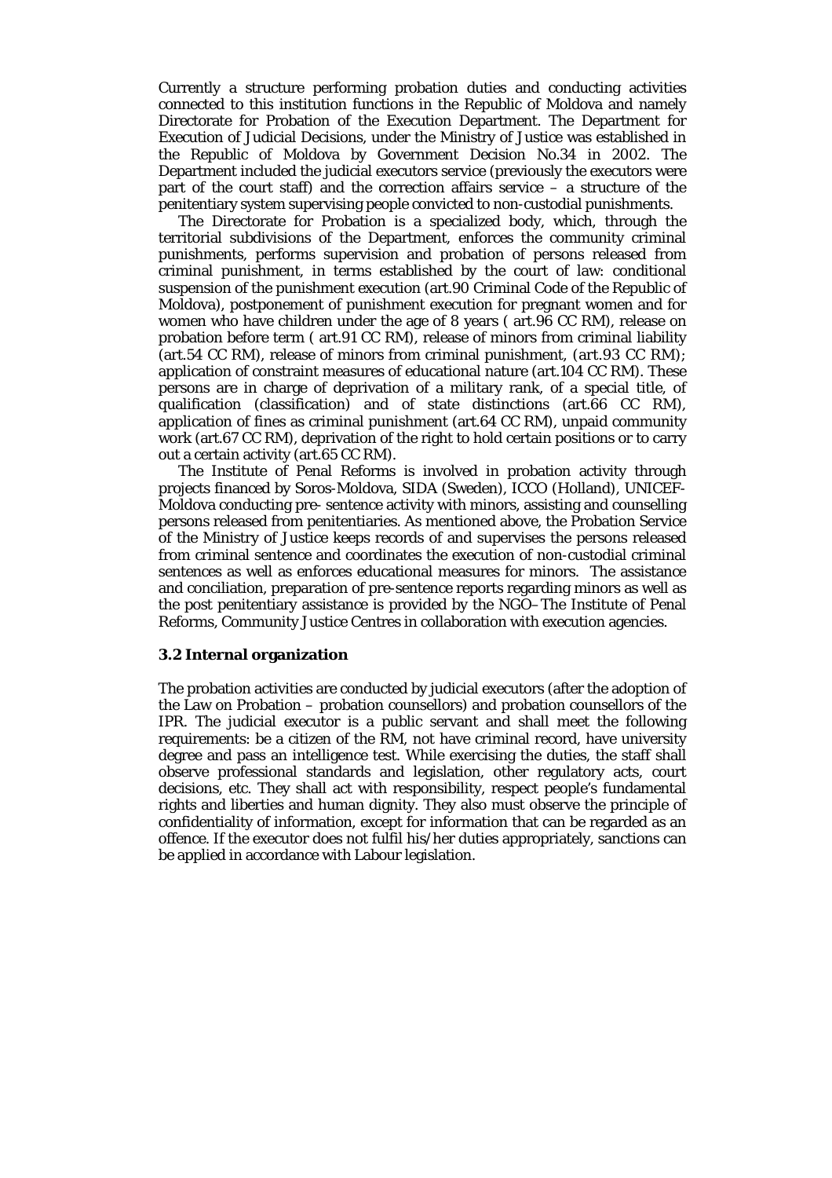Currently a structure performing probation duties and conducting activities connected to this institution functions in the Republic of Moldova and namely Directorate for Probation of the Execution Department. The Department for Execution of Judicial Decisions, under the Ministry of Justice was established in the Republic of Moldova by Government Decision No.34 in 2002. The Department included the judicial executors service (previously the executors were part of the court staff) and the correction affairs service – a structure of the penitentiary system supervising people convicted to non-custodial punishments.

The Directorate for Probation is a specialized body, which, through the territorial subdivisions of the Department, enforces the community criminal punishments, performs supervision and probation of persons released from criminal punishment, in terms established by the court of law: conditional suspension of the punishment execution (art.90 Criminal Code of the Republic of Moldova), postponement of punishment execution for pregnant women and for women who have children under the age of 8 years ( art.96 CC RM), release on probation before term ( art.91 CC RM), release of minors from criminal liability (art.54 CC RM), release of minors from criminal punishment, (art.93 CC RM); application of constraint measures of educational nature (art.104 CC RM). These persons are in charge of deprivation of a military rank, of a special title, of qualification (classification) and of state distinctions (art.66 CC RM), application of fines as criminal punishment (art.64 CC RM), unpaid community work (art.67 CC RM), deprivation of the right to hold certain positions or to carry out a certain activity (art.65 CC RM).

The Institute of Penal Reforms is involved in probation activity through projects financed by Soros-Moldova, SIDA (Sweden), ICCO (Holland), UNICEF-Moldova conducting pre- sentence activity with minors, assisting and counselling persons released from penitentiaries. As mentioned above, the Probation Service of the Ministry of Justice keeps records of and supervises the persons released from criminal sentence and coordinates the execution of non-custodial criminal sentences as well as enforces educational measures for minors. The assistance and conciliation, preparation of pre-sentence reports regarding minors as well as the post penitentiary assistance is provided by the NGO–The Institute of Penal Reforms, Community Justice Centres in collaboration with execution agencies.

### 3.2 Internal organization

The probation activities are conducted by judicial executors (after the adoption of the Law on Probation – probation counsellors) and probation counsellors of the IPR. The judicial executor is a public servant and shall meet the following requirements: be a citizen of the RM, not have criminal record, have university degree and pass an intelligence test. While exercising the duties, the staff shall observe professional standards and legislation, other regulatory acts, court decisions, etc. They shall act with responsibility, respect people's fundamental rights and liberties and human dignity. They also must observe the principle of confidentiality of information, except for information that can be regarded as an offence. If the executor does not fulfil his/her duties appropriately, sanctions can be applied in accordance with Labour legislation.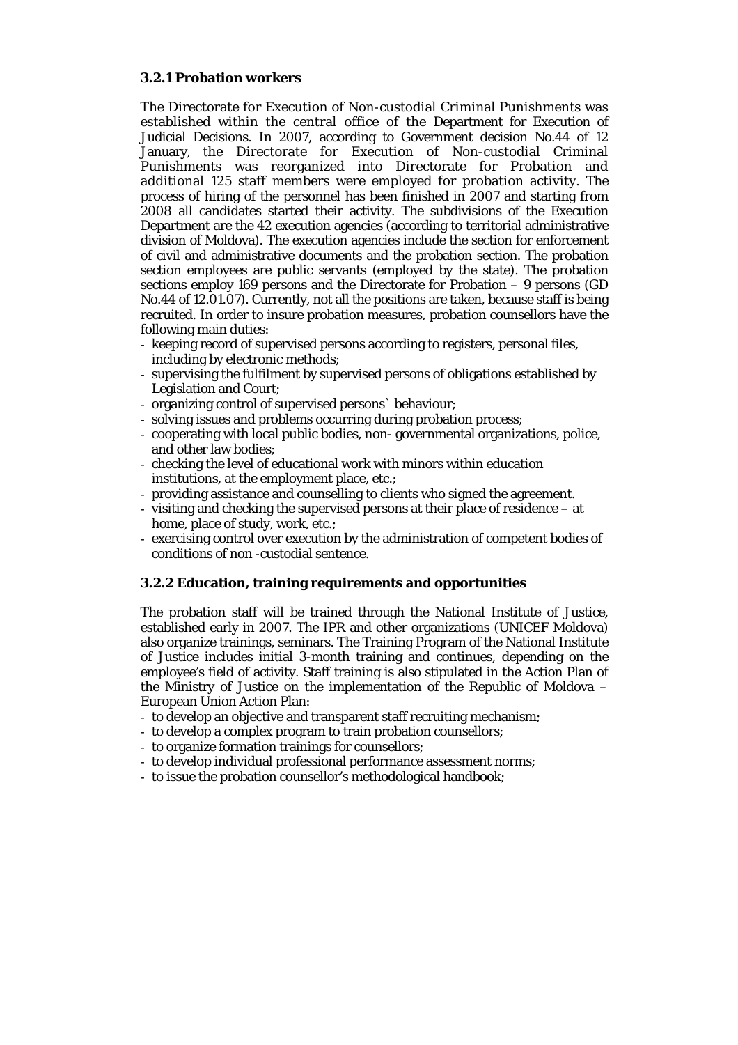### 3.2.1 Probation workers

The Directorate for Execution of Non-custodial Criminal Punishments was established within the central office of the Department for Execution of Judicial Decisions. In 2007, according to Government decision No.44 of 12 January, the Directorate for Execution of Non-custodial Criminal Punishments was reorganized into Directorate for Probation and additional 125 staff members were employed for probation activity. The process of hiring of the personnel has been finished in 2007 and starting from 2008 all candidates started their activity. The subdivisions of the Execution Department are the 42 execution agencies (according to territorial administrative division of Moldova). The execution agencies include the section for enforcement of civil and administrative documents and the probation section. The probation section employees are public servants (employed by the state). The probation sections employ 169 persons and the Directorate for Probation – 9 persons (GD No.44 of 12.01.07). Currently, not all the positions are taken, because staff is being recruited. In order to insure probation measures, probation counsellors have the following main duties:

- keeping record of supervised persons according to registers, personal files, including by electronic methods;
- supervising the fulfilment by supervised persons of obligations established by Legislation and Court;
- organizing control of supervised persons` behaviour;
- solving issues and problems occurring during probation process;
- cooperating with local public bodies, non- governmental organizations, police, and other law bodies;
- checking the level of educational work with minors within education institutions, at the employment place, etc.;
- providing assistance and counselling to clients who signed the agreement.
- visiting and checking the supervised persons at their place of residence – at home, place of study, work, etc.;
- exercising control over execution by the administration of competent bodies of conditions of non -custodial sentence.

### 3.2.2 Education, training requirements and opportunities

The probation staff will be trained through the National Institute of Justice, established early in 2007. The IPR and other organizations (UNICEF Moldova) also organize trainings, seminars. The Training Program of the National Institute of Justice includes initial 3-month training and continues, depending on the employee's field of activity. Staff training is also stipulated in the Action Plan of the Ministry of Justice on the implementation of the Republic of Moldova – European Union Action Plan:

- to develop an objective and transparent staff recruiting mechanism;
- to develop a complex program to train probation counsellors;
- to organize formation trainings for counsellors;
- to develop individual professional performance assessment norms;
- to issue the probation counsellor's methodological handbook;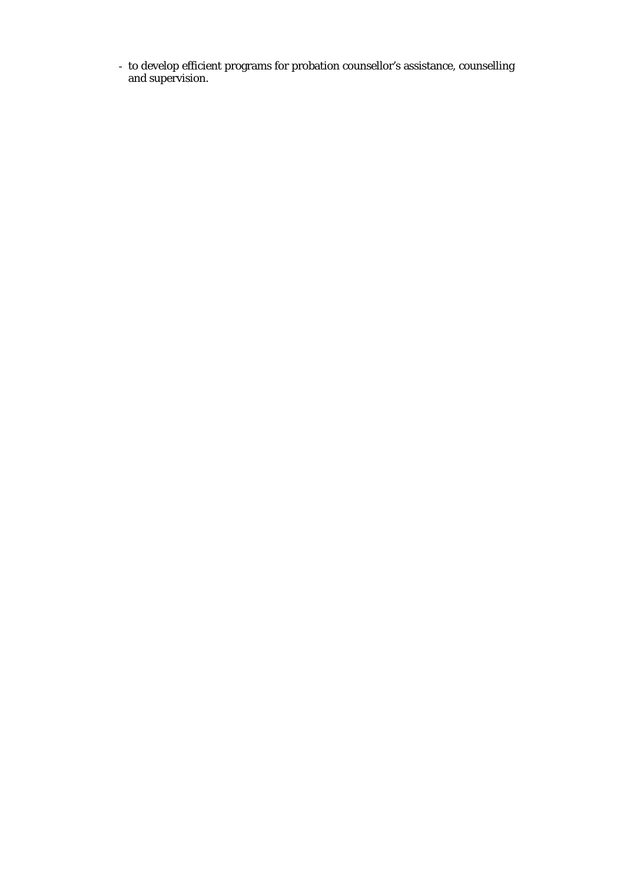- to develop efficient programs for probation counsellor's assistance, counselling and supervision.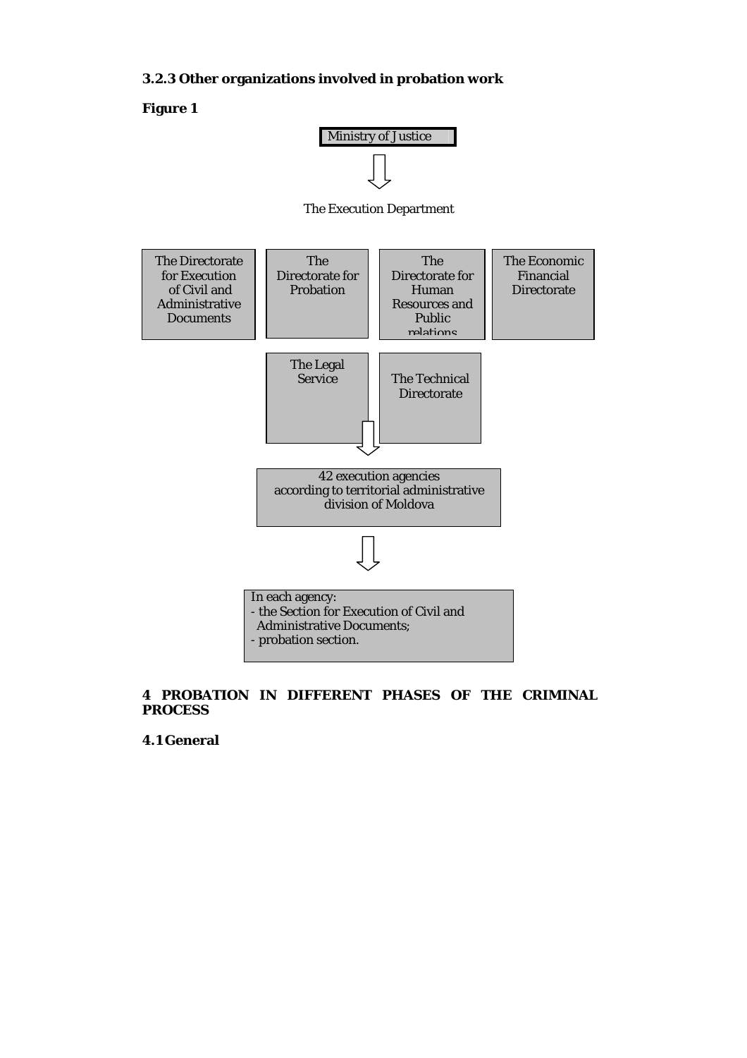### 3.2.3 Other organizations involved in probation work

**Figure 1**

Ministry of Justice

The Execution Department

The Directorate for Execution of Civil and Administrative Documents

The Directorate for Probation

The Directorate for Human Resources and Public relations

The Economic Financial Directorate

The Legal Service

The Technical Directorate

42 execution agencies according to territorial administrative division of Moldova

In each agency:
- the Section for Execution of Civil and Administrative Documents;
- probation section.

## 4 PROBATION IN DIFFERENT PHASES OF THE CRIMINAL PROCESS

### 4.1 General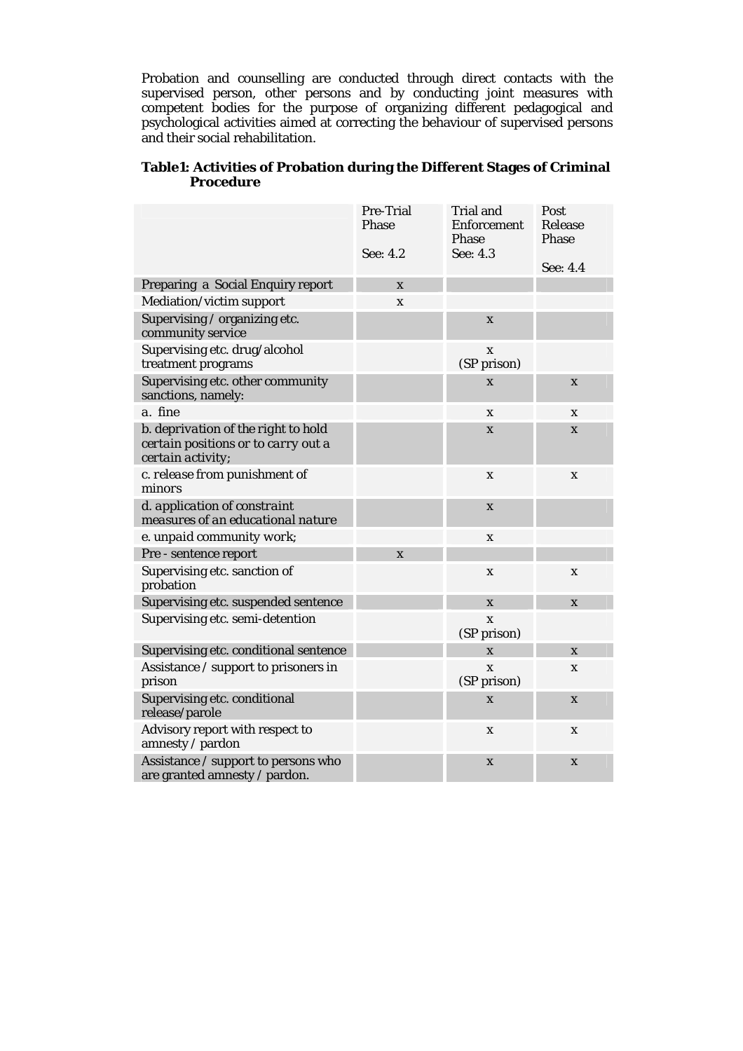Probation and counselling are conducted through direct contacts with the supervised person, other persons and by conducting joint measures with competent bodies for the purpose of organizing different pedagogical and psychological activities aimed at correcting the behaviour of supervised persons and their social rehabilitation.

**Table1: Activities of Probation during the Different Stages of Criminal Procedure**

| | Pre-Trial Phase<br>See: 4.2 | Trial and Enforcement Phase<br>See: 4.3 | Post Release Phase<br>See: 4.4 |
|---|---|---|---|
| Preparing a Social Enquiry report | x | | |
| Mediation/victim support | x | | |
| Supervising / organizing etc. community service | | x | |
| Supervising etc. drug/alcohol treatment programs | | x<br>(SP prison) | |
| Supervising etc. other community sanctions, namely: | | x | x |
| a. fine | | x | x |
| *b. deprivation of the right to hold certain positions or to carry out a certain activity;* | | x | x |
| *c. release from punishment of minors* | | x | x |
| *d. application of constraint measures of an educational nature* | | x | |
| *e. unpaid community work;* | | x | |
| Pre - sentence report | x | | |
| Supervising etc. sanction of probation | | x | x |
| Supervising etc. suspended sentence | | x | x |
| Supervising etc. semi-detention | | x<br>(SP prison) | |
| Supervising etc. conditional sentence | | x | x |
| Assistance / support to prisoners in prison | | x<br>(SP prison) | x |
| Supervising etc. conditional release/parole | | x | x |
| Advisory report with respect to amnesty / pardon | | x | x |
| Assistance / support to persons who are granted amnesty / pardon. | | x | x |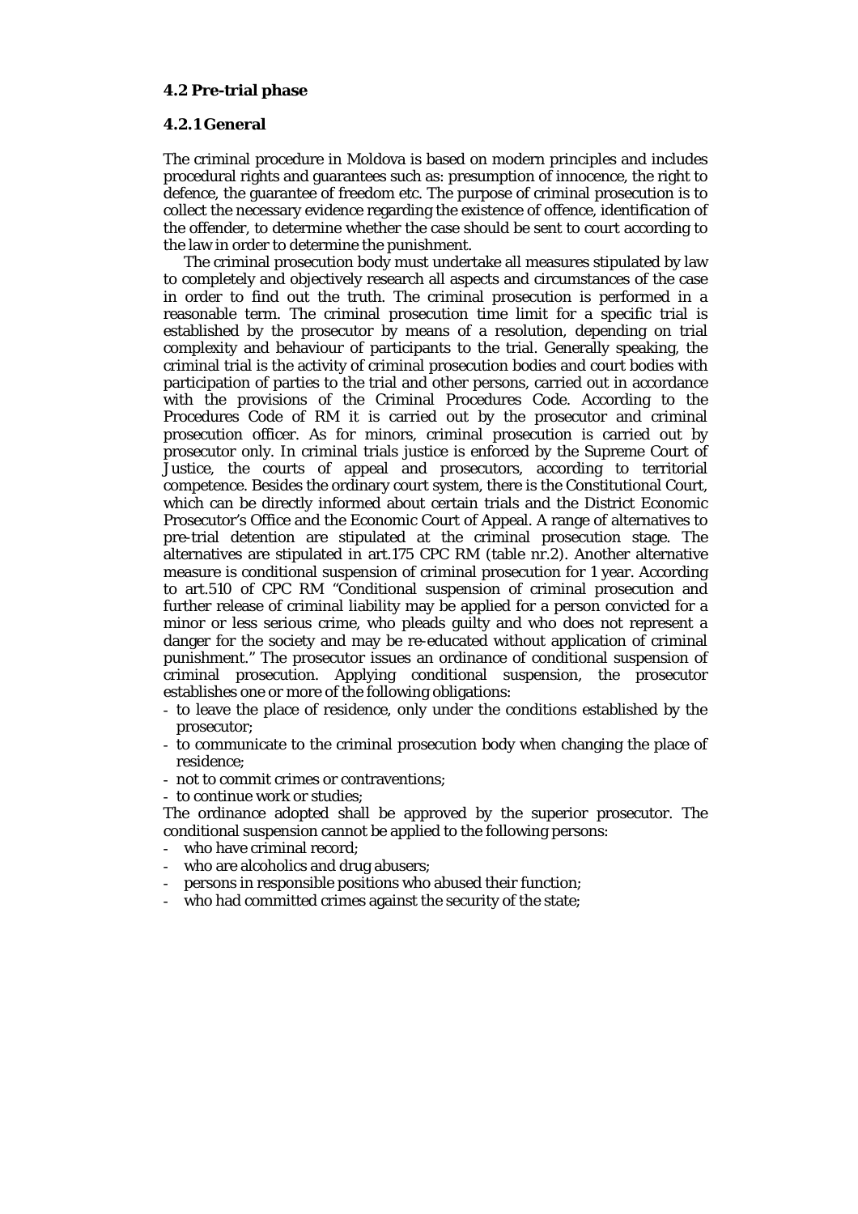### 4.2 Pre-trial phase

#### 4.2.1 General

The criminal procedure in Moldova is based on modern principles and includes procedural rights and guarantees such as: presumption of innocence, the right to defence, the guarantee of freedom etc. The purpose of criminal prosecution is to collect the necessary evidence regarding the existence of offence, identification of the offender, to determine whether the case should be sent to court according to the law in order to determine the punishment.

The criminal prosecution body must undertake all measures stipulated by law to completely and objectively research all aspects and circumstances of the case in order to find out the truth. The criminal prosecution is performed in a reasonable term. The criminal prosecution time limit for a specific trial is established by the prosecutor by means of a resolution, depending on trial complexity and behaviour of participants to the trial. Generally speaking, the criminal trial is the activity of criminal prosecution bodies and court bodies with participation of parties to the trial and other persons, carried out in accordance with the provisions of the Criminal Procedures Code. According to the Procedures Code of RM it is carried out by the prosecutor and criminal prosecution officer. As for minors, criminal prosecution is carried out by prosecutor only. In criminal trials justice is enforced by the Supreme Court of Justice, the courts of appeal and prosecutors, according to territorial competence. Besides the ordinary court system, there is the Constitutional Court, which can be directly informed about certain trials and the District Economic Prosecutor's Office and the Economic Court of Appeal. A range of alternatives to pre-trial detention are stipulated at the criminal prosecution stage. The alternatives are stipulated in art.175 CPC RM (table nr.2). Another alternative measure is conditional suspension of criminal prosecution for 1 year. According to art.510 of CPC RM "Conditional suspension of criminal prosecution and further release of criminal liability may be applied for a person convicted for a minor or less serious crime, who pleads guilty and who does not represent a danger for the society and may be re-educated without application of criminal punishment." The prosecutor issues an ordinance of conditional suspension of criminal prosecution. Applying conditional suspension, the prosecutor establishes one or more of the following obligations:

- to leave the place of residence, only under the conditions established by the prosecutor;
- to communicate to the criminal prosecution body when changing the place of residence;
- not to commit crimes or contraventions;
- to continue work or studies;

The ordinance adopted shall be approved by the superior prosecutor. The conditional suspension cannot be applied to the following persons:

- who have criminal record;
- who are alcoholics and drug abusers;
- persons in responsible positions who abused their function;
- who had committed crimes against the security of the state;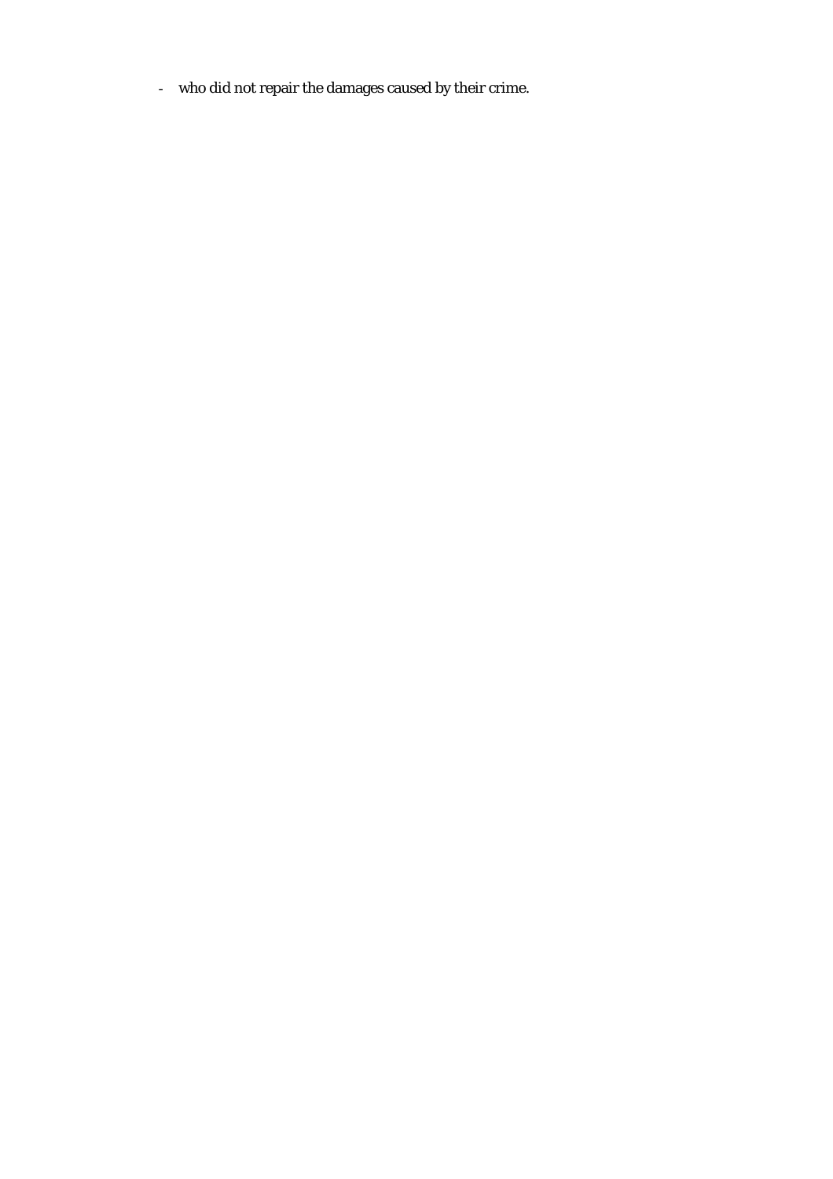- who did not repair the damages caused by their crime.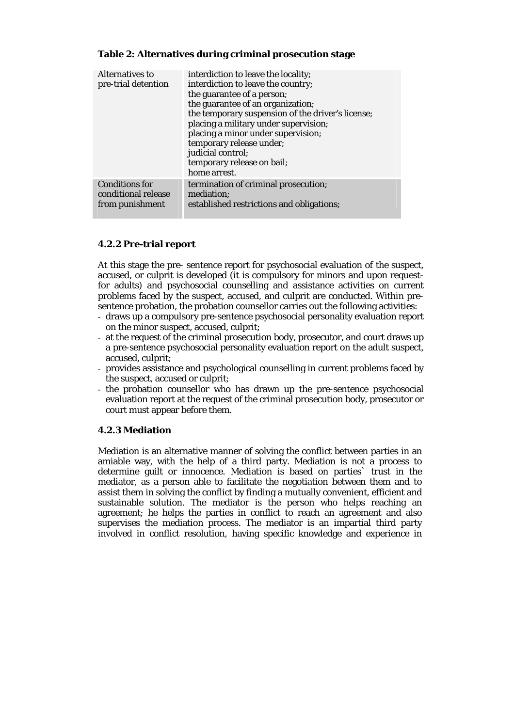**Table 2: Alternatives during criminal prosecution stage**

| | |
|---|---|
| Alternatives to pre-trial detention | interdiction to leave the locality;<br>interdiction to leave the country;<br>the guarantee of a person;<br>the guarantee of an organization;<br>the temporary suspension of the driver's license;<br>placing a military under supervision;<br>placing a minor under supervision;<br>temporary release under;<br>judicial control;<br>temporary release on bail;<br>home arrest. |
| Conditions for conditional release from punishment | termination of criminal prosecution;<br>mediation;<br>established restrictions and obligations; |

### 4.2.2 Pre-trial report

At this stage the pre- sentence report for psychosocial evaluation of the suspect, accused, or culprit is developed (it is compulsory for minors and upon request- for adults) and psychosocial counselling and assistance activities on current problems faced by the suspect, accused, and culprit are conducted. Within pre-sentence probation, the probation counsellor carries out the following activities:

- draws up a compulsory pre-sentence psychosocial personality evaluation report on the minor suspect, accused, culprit;
- at the request of the criminal prosecution body, prosecutor, and court draws up a pre-sentence psychosocial personality evaluation report on the adult suspect, accused, culprit;
- provides assistance and psychological counselling in current problems faced by the suspect, accused or culprit;
- the probation counsellor who has drawn up the pre-sentence psychosocial evaluation report at the request of the criminal prosecution body, prosecutor or court must appear before them.

### 4.2.3 Mediation

Mediation is an alternative manner of solving the conflict between parties in an amiable way, with the help of a third party. Mediation is not a process to determine guilt or innocence. Mediation is based on parties` trust in the mediator, as a person able to facilitate the negotiation between them and to assist them in solving the conflict by finding a mutually convenient, efficient and sustainable solution. The mediator is the person who helps reaching an agreement; he helps the parties in conflict to reach an agreement and also supervises the mediation process. The mediator is an impartial third party involved in conflict resolution, having specific knowledge and experience in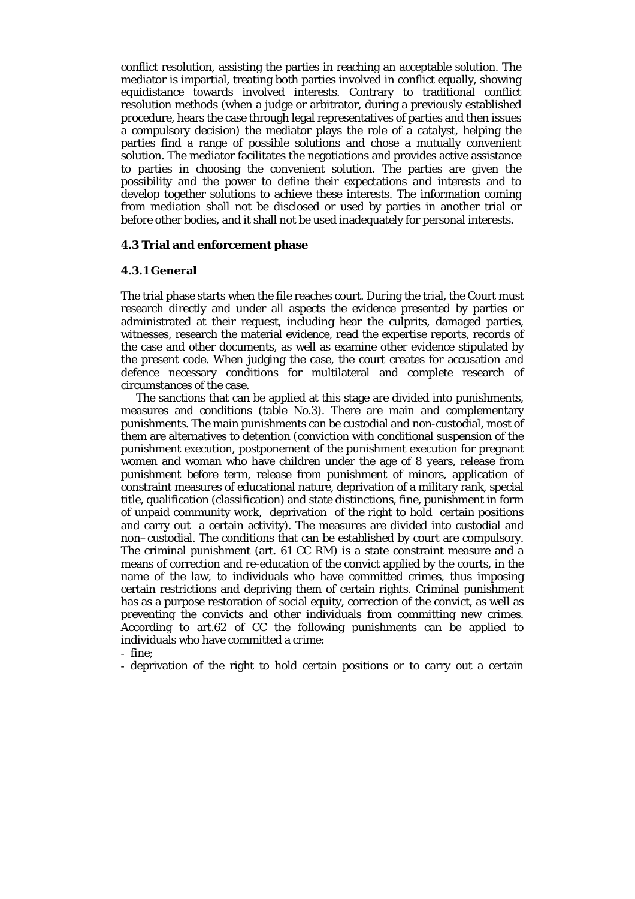conflict resolution, assisting the parties in reaching an acceptable solution. The mediator is impartial, treating both parties involved in conflict equally, showing equidistance towards involved interests. Contrary to traditional conflict resolution methods (when a judge or arbitrator, during a previously established procedure, hears the case through legal representatives of parties and then issues a compulsory decision) the mediator plays the role of a catalyst, helping the parties find a range of possible solutions and chose a mutually convenient solution. The mediator facilitates the negotiations and provides active assistance to parties in choosing the convenient solution. The parties are given the possibility and the power to define their expectations and interests and to develop together solutions to achieve these interests. The information coming from mediation shall not be disclosed or used by parties in another trial or before other bodies, and it shall not be used inadequately for personal interests.

### 4.3 Trial and enforcement phase

#### 4.3.1 General

The trial phase starts when the file reaches court. During the trial, the Court must research directly and under all aspects the evidence presented by parties or administrated at their request, including hear the culprits, damaged parties, witnesses, research the material evidence, read the expertise reports, records of the case and other documents, as well as examine other evidence stipulated by the present code. When judging the case, the court creates for accusation and defence necessary conditions for multilateral and complete research of circumstances of the case.

The sanctions that can be applied at this stage are divided into punishments, measures and conditions (table No.3). There are main and complementary punishments. The main punishments can be custodial and non-custodial, most of them are alternatives to detention (conviction with conditional suspension of the punishment execution, postponement of the punishment execution for pregnant women and woman who have children under the age of 8 years, release from punishment before term, release from punishment of minors, application of constraint measures of educational nature, deprivation of a military rank, special title, qualification (classification) and state distinctions, fine, punishment in form of unpaid community work, deprivation of the right to hold certain positions and carry out a certain activity). The measures are divided into custodial and non–custodial. The conditions that can be established by court are compulsory. The criminal punishment (art. 61 CC RM) is a state constraint measure and a means of correction and re-education of the convict applied by the courts, in the name of the law, to individuals who have committed crimes, thus imposing certain restrictions and depriving them of certain rights. Criminal punishment has as a purpose restoration of social equity, correction of the convict, as well as preventing the convicts and other individuals from committing new crimes. According to art.62 of CC the following punishments can be applied to individuals who have committed a crime:

- fine;
- deprivation of the right to hold certain positions or to carry out a certain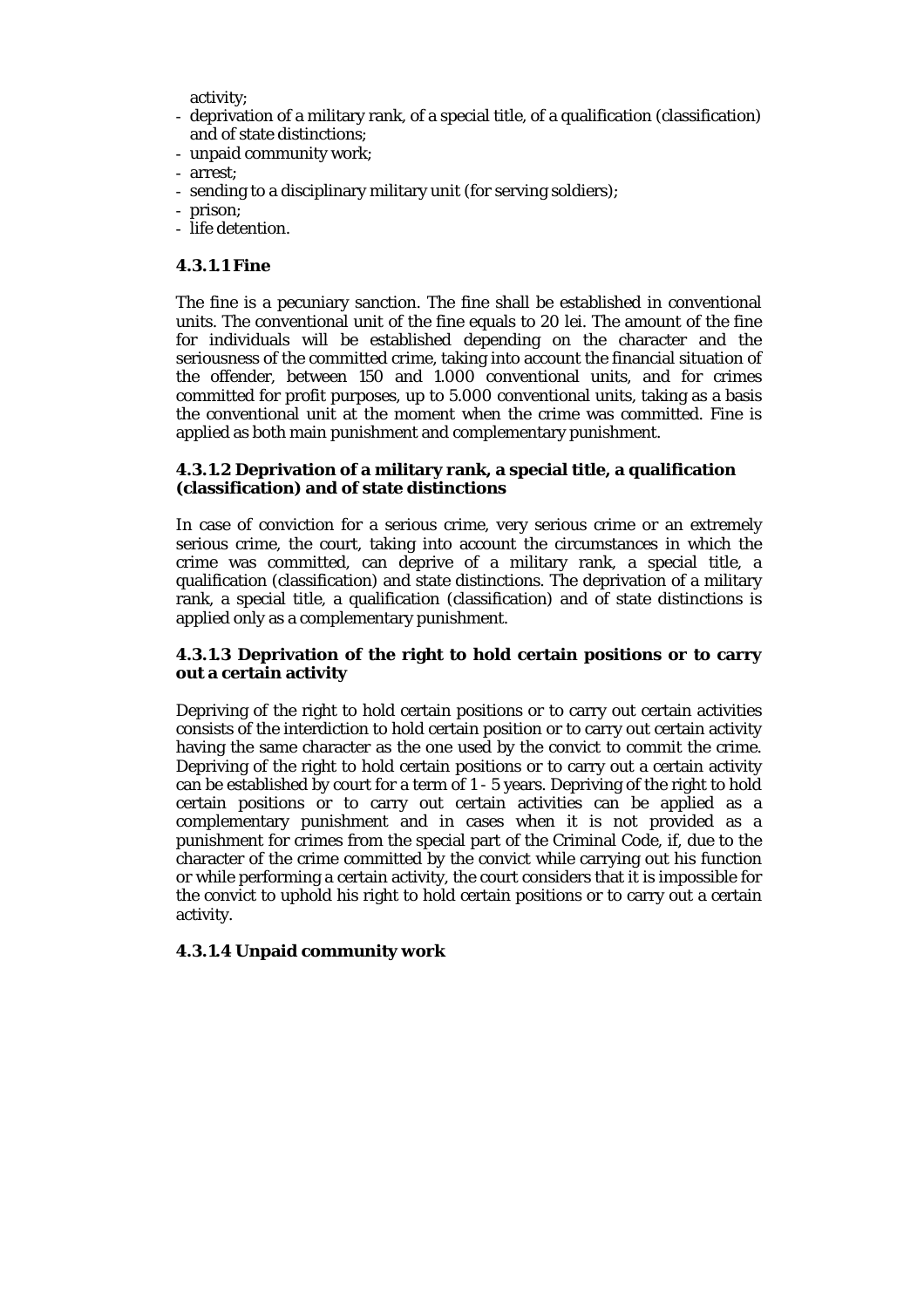activity;

- deprivation of a military rank, of a special title, of a qualification (classification) and of state distinctions;
- unpaid community work;
- arrest;
- sending to a disciplinary military unit (for serving soldiers);
- prison;
- life detention.

#### 4.3.1.1 Fine

The fine is a pecuniary sanction. The fine shall be established in conventional units. The conventional unit of the fine equals to 20 lei. The amount of the fine for individuals will be established depending on the character and the seriousness of the committed crime, taking into account the financial situation of the offender, between 150 and 1.000 conventional units, and for crimes committed for profit purposes, up to 5.000 conventional units, taking as a basis the conventional unit at the moment when the crime was committed. Fine is applied as both main punishment and complementary punishment.

#### 4.3.1.2 Deprivation of a military rank, a special title, a qualification (classification) and of state distinctions

In case of conviction for a serious crime, very serious crime or an extremely serious crime, the court, taking into account the circumstances in which the crime was committed, can deprive of a military rank, a special title, a qualification (classification) and state distinctions. The deprivation of a military rank, a special title, a qualification (classification) and of state distinctions is applied only as a complementary punishment.

#### 4.3.1.3 Deprivation of the right to hold certain positions or to carry out a certain activity

Depriving of the right to hold certain positions or to carry out certain activities consists of the interdiction to hold certain position or to carry out certain activity having the same character as the one used by the convict to commit the crime. Depriving of the right to hold certain positions or to carry out a certain activity can be established by court for a term of 1 - 5 years. Depriving of the right to hold certain positions or to carry out certain activities can be applied as a complementary punishment and in cases when it is not provided as a punishment for crimes from the special part of the Criminal Code, if, due to the character of the crime committed by the convict while carrying out his function or while performing a certain activity, the court considers that it is impossible for the convict to uphold his right to hold certain positions or to carry out a certain activity.

#### 4.3.1.4 Unpaid community work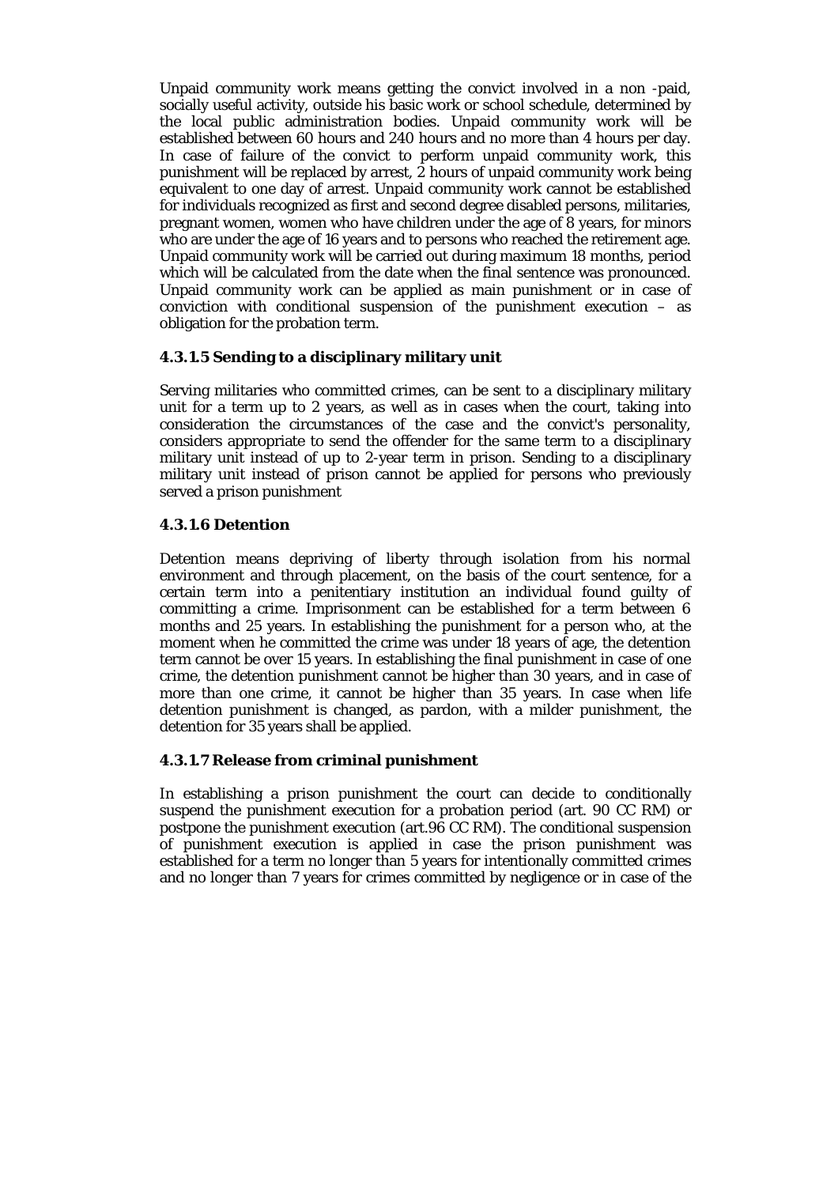Unpaid community work means getting the convict involved in a non -paid, socially useful activity, outside his basic work or school schedule, determined by the local public administration bodies. Unpaid community work will be established between 60 hours and 240 hours and no more than 4 hours per day. In case of failure of the convict to perform unpaid community work, this punishment will be replaced by arrest, 2 hours of unpaid community work being equivalent to one day of arrest. Unpaid community work cannot be established for individuals recognized as first and second degree disabled persons, militaries, pregnant women, women who have children under the age of 8 years, for minors who are under the age of 16 years and to persons who reached the retirement age. Unpaid community work will be carried out during maximum 18 months, period which will be calculated from the date when the final sentence was pronounced. Unpaid community work can be applied as main punishment or in case of conviction with conditional suspension of the punishment execution – as obligation for the probation term.

#### 4.3.1.5 Sending to a disciplinary military unit

Serving militaries who committed crimes, can be sent to a disciplinary military unit for a term up to 2 years, as well as in cases when the court, taking into consideration the circumstances of the case and the convict's personality, considers appropriate to send the offender for the same term to a disciplinary military unit instead of up to 2-year term in prison. Sending to a disciplinary military unit instead of prison cannot be applied for persons who previously served a prison punishment

#### 4.3.1.6 Detention

Detention means depriving of liberty through isolation from his normal environment and through placement, on the basis of the court sentence, for a certain term into a penitentiary institution an individual found guilty of committing a crime. Imprisonment can be established for a term between 6 months and 25 years. In establishing the punishment for a person who, at the moment when he committed the crime was under 18 years of age, the detention term cannot be over 15 years. In establishing the final punishment in case of one crime, the detention punishment cannot be higher than 30 years, and in case of more than one crime, it cannot be higher than 35 years. In case when life detention punishment is changed, as pardon, with a milder punishment, the detention for 35 years shall be applied.

#### 4.3.1.7 Release from criminal punishment

In establishing a prison punishment the court can decide to conditionally suspend the punishment execution for a probation period (art. 90 CC RM) or postpone the punishment execution (art.96 CC RM). The conditional suspension of punishment execution is applied in case the prison punishment was established for a term no longer than 5 years for intentionally committed crimes and no longer than 7 years for crimes committed by negligence or in case of the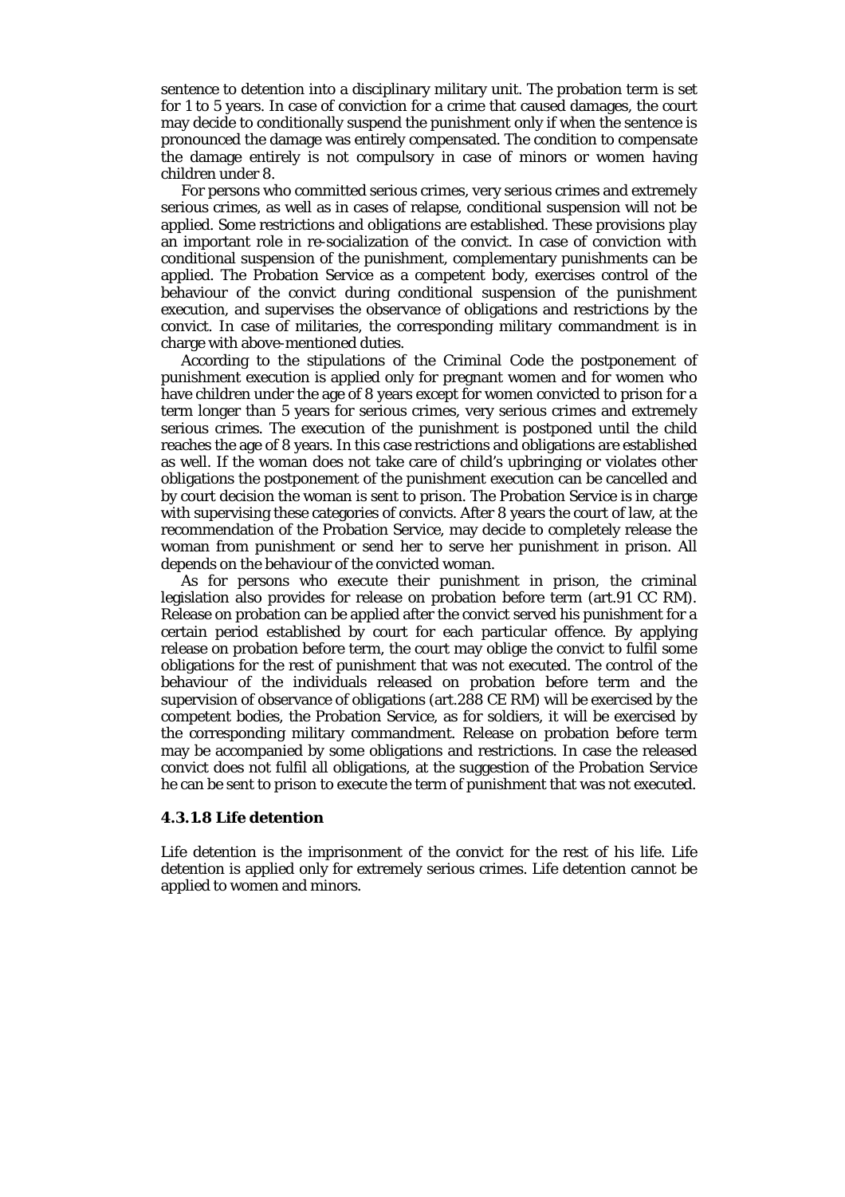sentence to detention into a disciplinary military unit. The probation term is set for 1 to 5 years. In case of conviction for a crime that caused damages, the court may decide to conditionally suspend the punishment only if when the sentence is pronounced the damage was entirely compensated. The condition to compensate the damage entirely is not compulsory in case of minors or women having children under 8.

For persons who committed serious crimes, very serious crimes and extremely serious crimes, as well as in cases of relapse, conditional suspension will not be applied. Some restrictions and obligations are established. These provisions play an important role in re-socialization of the convict. In case of conviction with conditional suspension of the punishment, complementary punishments can be applied. The Probation Service as a competent body, exercises control of the behaviour of the convict during conditional suspension of the punishment execution, and supervises the observance of obligations and restrictions by the convict. In case of militaries, the corresponding military commandment is in charge with above-mentioned duties.

According to the stipulations of the Criminal Code the postponement of punishment execution is applied only for pregnant women and for women who have children under the age of 8 years except for women convicted to prison for a term longer than 5 years for serious crimes, very serious crimes and extremely serious crimes. The execution of the punishment is postponed until the child reaches the age of 8 years. In this case restrictions and obligations are established as well. If the woman does not take care of child's upbringing or violates other obligations the postponement of the punishment execution can be cancelled and by court decision the woman is sent to prison. The Probation Service is in charge with supervising these categories of convicts. After 8 years the court of law, at the recommendation of the Probation Service, may decide to completely release the woman from punishment or send her to serve her punishment in prison. All depends on the behaviour of the convicted woman.

As for persons who execute their punishment in prison, the criminal legislation also provides for release on probation before term (art.91 CC RM). Release on probation can be applied after the convict served his punishment for a certain period established by court for each particular offence. By applying release on probation before term, the court may oblige the convict to fulfil some obligations for the rest of punishment that was not executed. The control of the behaviour of the individuals released on probation before term and the supervision of observance of obligations (art.288 CE RM) will be exercised by the competent bodies, the Probation Service, as for soldiers, it will be exercised by the corresponding military commandment. Release on probation before term may be accompanied by some obligations and restrictions. In case the released convict does not fulfil all obligations, at the suggestion of the Probation Service he can be sent to prison to execute the term of punishment that was not executed.

#### 4.3.1.8 Life detention

Life detention is the imprisonment of the convict for the rest of his life. Life detention is applied only for extremely serious crimes. Life detention cannot be applied to women and minors.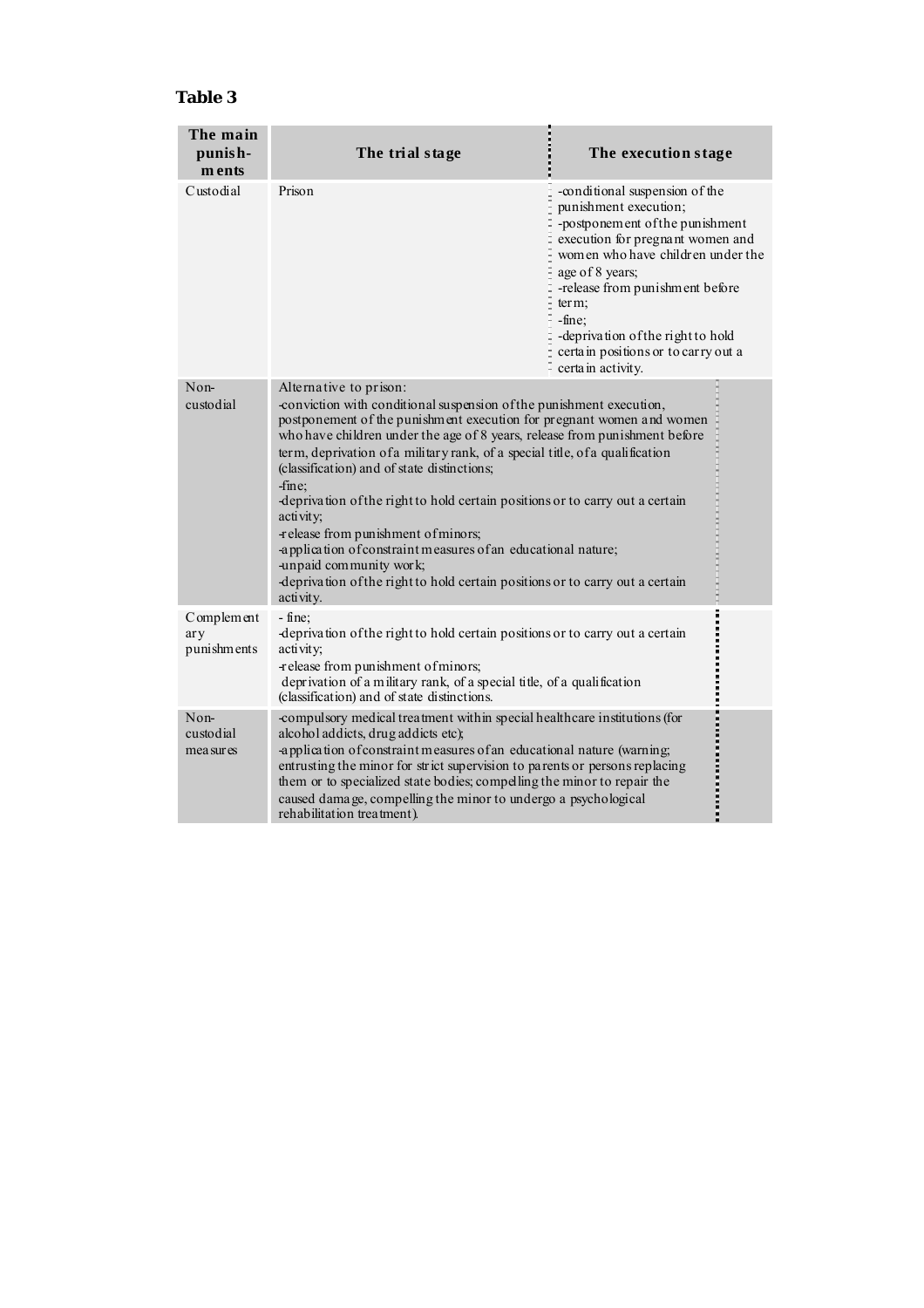**Table 3**

| The main punish-ments | The trial stage | The execution stage |
|---|---|---|
| Custodial | Prison | -conditional suspension of the punishment execution;<br>-postponement of the punishment execution for pregnant women and women who have children under the age of 8 years;<br>-release from punishment before term;<br>-fine;<br>-deprivation of the right to hold certain positions or to carry out a certain activity. |
| Non-custodial | Alternative to prison:<br>-conviction with conditional suspension of the punishment execution, postponement of the punishment execution for pregnant women and women who have children under the age of 8 years, release from punishment before term, deprivation of a military rank, of a special title, of a qualification (classification) and of state distinctions;<br>-fine;<br>-deprivation of the right to hold certain positions or to carry out a certain activity;<br>-release from punishment of minors;<br>-application of constraint measures of an educational nature;<br>-unpaid community work;<br>-deprivation of the right to hold certain positions or to carry out a certain activity. | |
| Complementary punishments | - fine;<br>-deprivation of the right to hold certain positions or to carry out a certain activity;<br>-release from punishment of minors;<br>deprivation of a military rank, of a special title, of a qualification (classification) and of state distinctions. | |
| Non-custodial measures | -compulsory medical treatment within special healthcare institutions (for alcohol addicts, drug addicts etc);<br>-application of constraint measures of an educational nature (warning; entrusting the minor for strict supervision to parents or persons replacing them or to specialized state bodies; compelling the minor to repair the caused damage, compelling the minor to undergo a psychological rehabilitation treatment). | |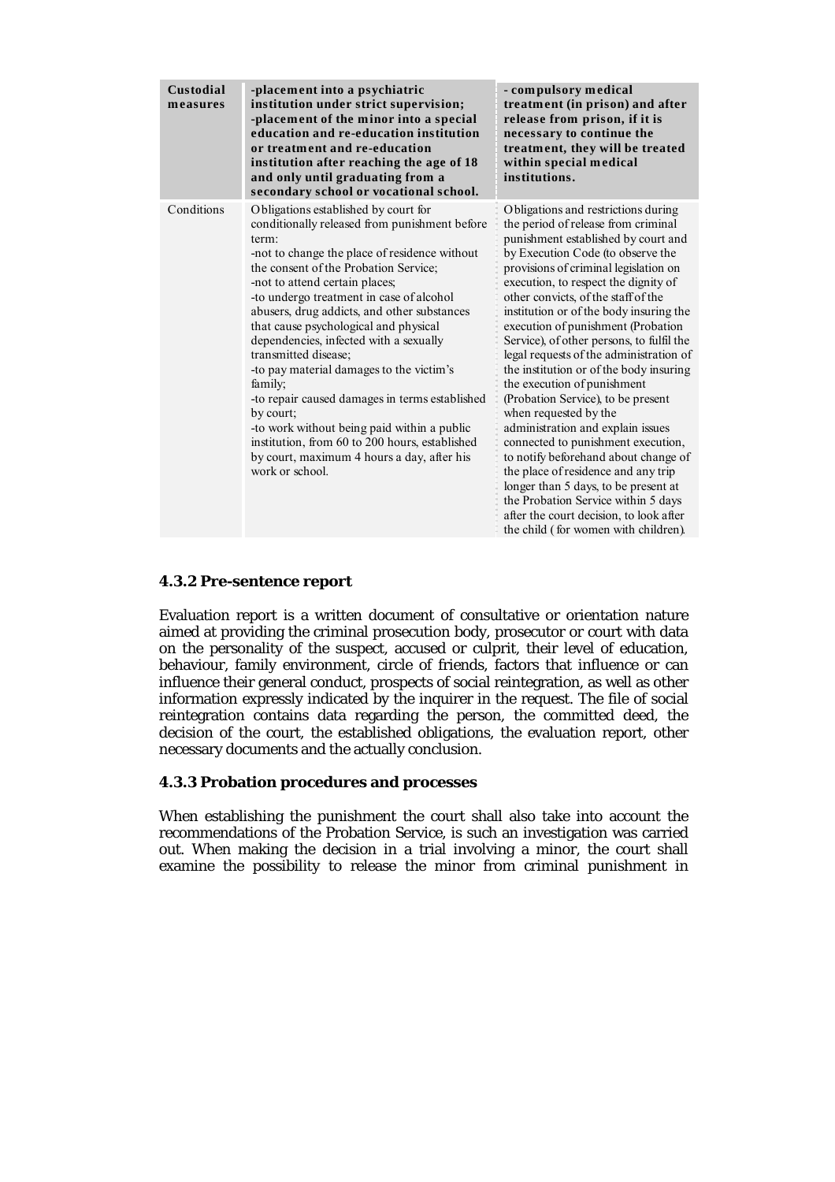| | | |
|---|---|---|
| **Custodial measures** | **-placement into a psychiatric institution under strict supervision;<br>-placement of the minor into a special education and re-education institution or treatment and re-education institution after reaching the age of 18 and only until graduating from a secondary school or vocational school.** | **- compulsory medical treatment (in prison) and after release from prison, if it is necessary to continue the treatment, they will be treated within special medical institutions.** |
| Conditions | Obligations established by court for conditionally released from punishment before term:<br>-not to change the place of residence without the consent of the Probation Service;<br>-not to attend certain places;<br>-to undergo treatment in case of alcohol abusers, drug addicts, and other substances that cause psychological and physical dependencies, infected with a sexually transmitted disease;<br>-to pay material damages to the victim's family;<br>-to repair caused damages in terms established by court;<br>-to work without being paid within a public institution, from 60 to 200 hours, established by court, maximum 4 hours a day, after his work or school. | Obligations and restrictions during the period of release from criminal punishment established by court and by Execution Code (to observe the provisions of criminal legislation on execution, to respect the dignity of other convicts, of the staff of the institution or of the body insuring the execution of punishment (Probation Service), of other persons, to fulfil the legal requests of the administration of the institution or of the body insuring the execution of punishment (Probation Service), to be present when requested by the administration and explain issues connected to punishment execution, to notify beforehand about change of the place of residence and any trip longer than 5 days, to be present at the Probation Service within 5 days after the court decision, to look after the child ( for women with children). |

### 4.3.2 Pre-sentence report

Evaluation report is a written document of consultative or orientation nature aimed at providing the criminal prosecution body, prosecutor or court with data on the personality of the suspect, accused or culprit, their level of education, behaviour, family environment, circle of friends, factors that influence or can influence their general conduct, prospects of social reintegration, as well as other information expressly indicated by the inquirer in the request. The file of social reintegration contains data regarding the person, the committed deed, the decision of the court, the established obligations, the evaluation report, other necessary documents and the actually conclusion.

### 4.3.3 Probation procedures and processes

When establishing the punishment the court shall also take into account the recommendations of the Probation Service, is such an investigation was carried out. When making the decision in a trial involving a minor, the court shall examine the possibility to release the minor from criminal punishment in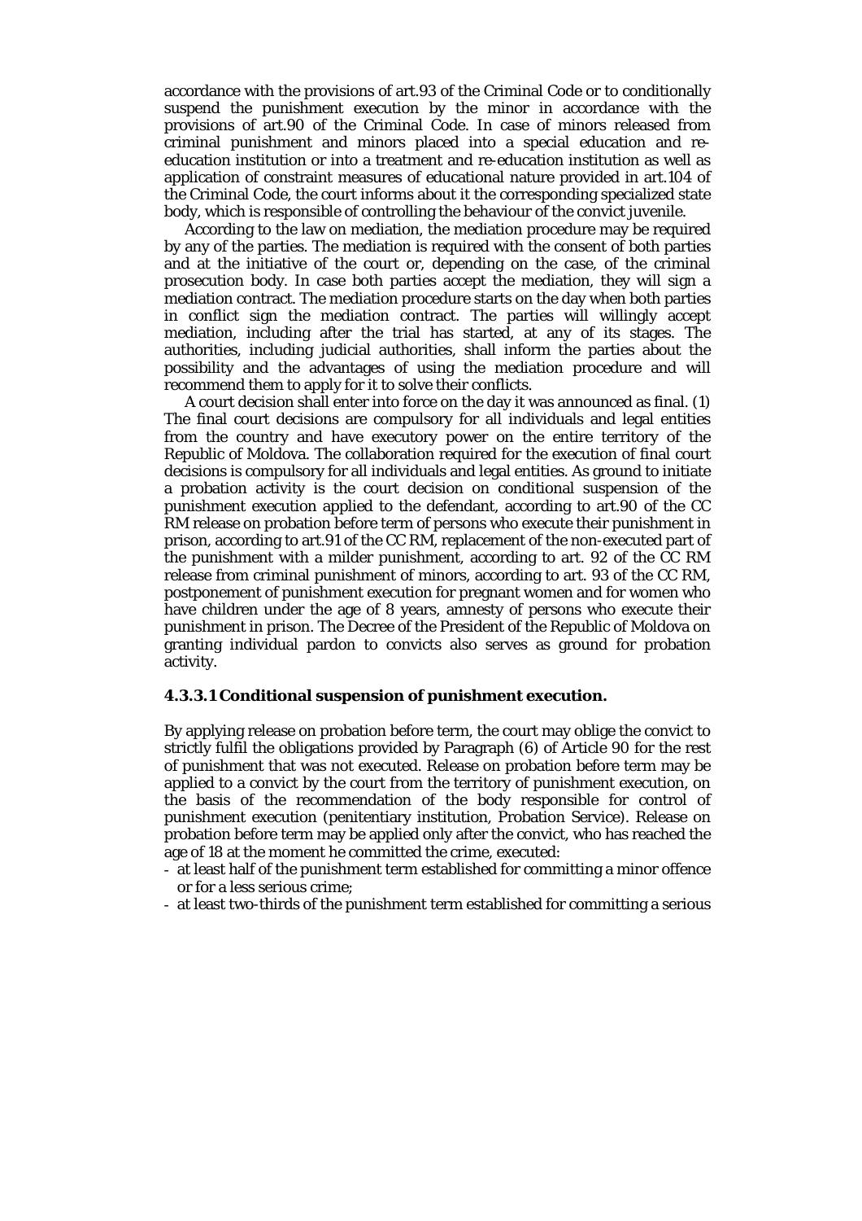accordance with the provisions of art.93 of the Criminal Code or to conditionally suspend the punishment execution by the minor in accordance with the provisions of art.90 of the Criminal Code. In case of minors released from criminal punishment and minors placed into a special education and re-education institution or into a treatment and re-education institution as well as application of constraint measures of educational nature provided in art.104 of the Criminal Code, the court informs about it the corresponding specialized state body, which is responsible of controlling the behaviour of the convict juvenile.

According to the law on mediation, the mediation procedure may be required by any of the parties. The mediation is required with the consent of both parties and at the initiative of the court or, depending on the case, of the criminal prosecution body. In case both parties accept the mediation, they will sign a mediation contract. The mediation procedure starts on the day when both parties in conflict sign the mediation contract. The parties will willingly accept mediation, including after the trial has started, at any of its stages. The authorities, including judicial authorities, shall inform the parties about the possibility and the advantages of using the mediation procedure and will recommend them to apply for it to solve their conflicts.

A court decision shall enter into force on the day it was announced as final. (1) The final court decisions are compulsory for all individuals and legal entities from the country and have executory power on the entire territory of the Republic of Moldova. The collaboration required for the execution of final court decisions is compulsory for all individuals and legal entities. As ground to initiate a probation activity is the court decision on conditional suspension of the punishment execution applied to the defendant, according to art.90 of the CC RM release on probation before term of persons who execute their punishment in prison, according to art.91 of the CC RM, replacement of the non-executed part of the punishment with a milder punishment, according to art. 92 of the CC RM release from criminal punishment of minors, according to art. 93 of the CC RM, postponement of punishment execution for pregnant women and for women who have children under the age of 8 years, amnesty of persons who execute their punishment in prison. The Decree of the President of the Republic of Moldova on granting individual pardon to convicts also serves as ground for probation activity.

#### 4.3.3.1 Conditional suspension of punishment execution.

By applying release on probation before term, the court may oblige the convict to strictly fulfil the obligations provided by Paragraph (6) of Article 90 for the rest of punishment that was not executed. Release on probation before term may be applied to a convict by the court from the territory of punishment execution, on the basis of the recommendation of the body responsible for control of punishment execution (penitentiary institution, Probation Service). Release on probation before term may be applied only after the convict, who has reached the age of 18 at the moment he committed the crime, executed:

- at least half of the punishment term established for committing a minor offence or for a less serious crime;
- at least two-thirds of the punishment term established for committing a serious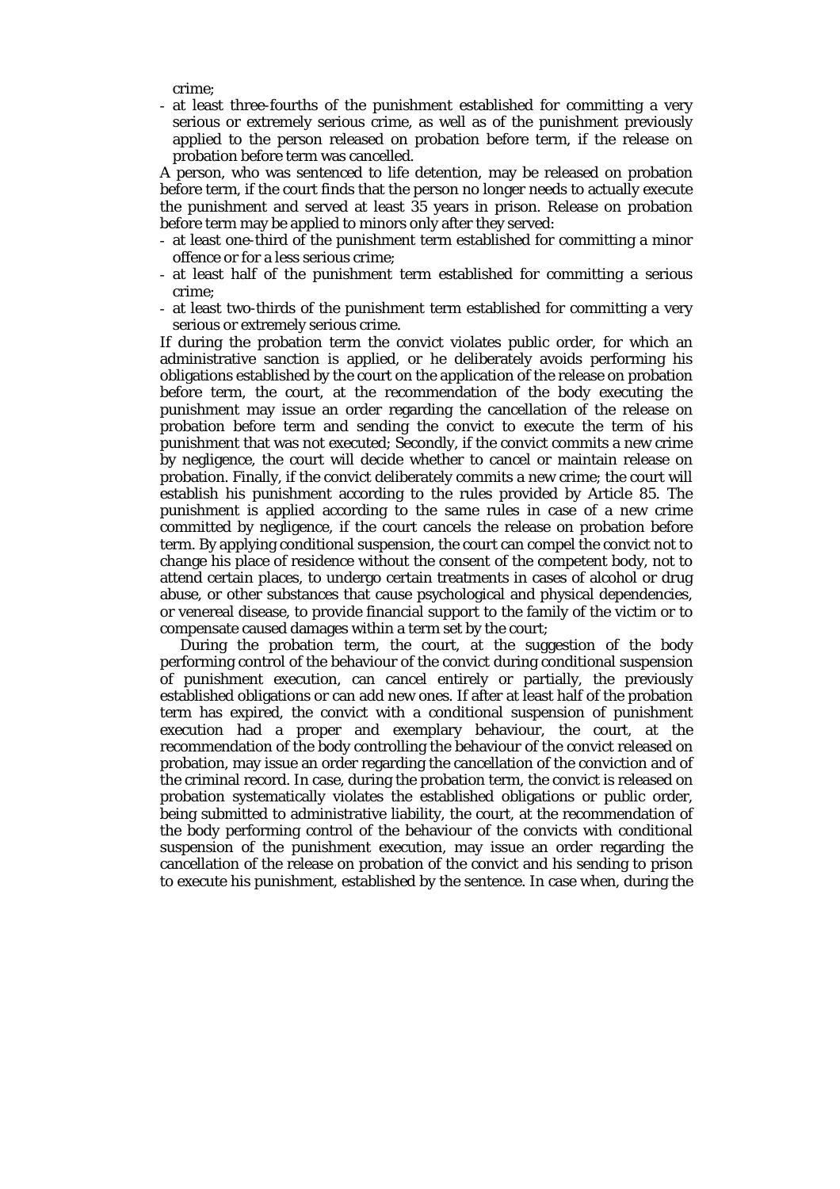crime;

- at least three-fourths of the punishment established for committing a very serious or extremely serious crime, as well as of the punishment previously applied to the person released on probation before term, if the release on probation before term was cancelled.

A person, who was sentenced to life detention, may be released on probation before term, if the court finds that the person no longer needs to actually execute the punishment and served at least 35 years in prison. Release on probation before term may be applied to minors only after they served:

- at least one-third of the punishment term established for committing a minor offence or for a less serious crime;
- at least half of the punishment term established for committing a serious crime;
- at least two-thirds of the punishment term established for committing a very serious or extremely serious crime.

If during the probation term the convict violates public order, for which an administrative sanction is applied, or he deliberately avoids performing his obligations established by the court on the application of the release on probation before term, the court, at the recommendation of the body executing the punishment may issue an order regarding the cancellation of the release on probation before term and sending the convict to execute the term of his punishment that was not executed; Secondly, if the convict commits a new crime by negligence, the court will decide whether to cancel or maintain release on probation. Finally, if the convict deliberately commits a new crime; the court will establish his punishment according to the rules provided by Article 85. The punishment is applied according to the same rules in case of a new crime committed by negligence, if the court cancels the release on probation before term. By applying conditional suspension, the court can compel the convict not to change his place of residence without the consent of the competent body, not to attend certain places, to undergo certain treatments in cases of alcohol or drug abuse, or other substances that cause psychological and physical dependencies, or venereal disease, to provide financial support to the family of the victim or to compensate caused damages within a term set by the court;

During the probation term, the court, at the suggestion of the body performing control of the behaviour of the convict during conditional suspension of punishment execution, can cancel entirely or partially, the previously established obligations or can add new ones. If after at least half of the probation term has expired, the convict with a conditional suspension of punishment execution had a proper and exemplary behaviour, the court, at the recommendation of the body controlling the behaviour of the convict released on probation, may issue an order regarding the cancellation of the conviction and of the criminal record. In case, during the probation term, the convict is released on probation systematically violates the established obligations or public order, being submitted to administrative liability, the court, at the recommendation of the body performing control of the behaviour of the convicts with conditional suspension of the punishment execution, may issue an order regarding the cancellation of the release on probation of the convict and his sending to prison to execute his punishment, established by the sentence. In case when, during the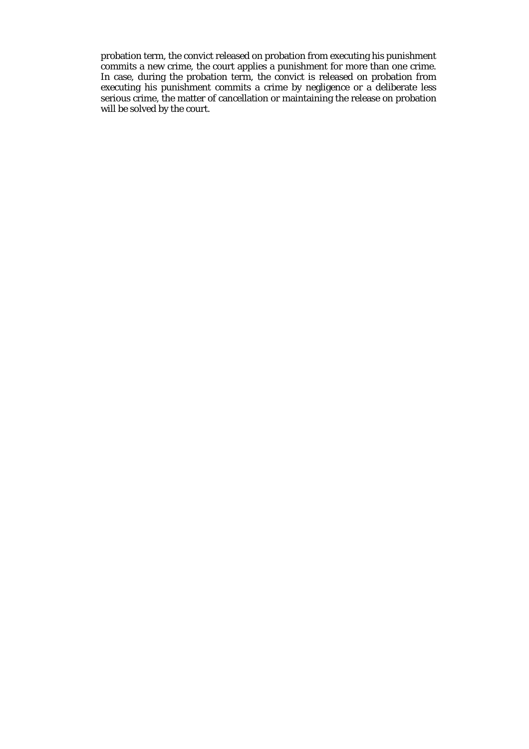probation term, the convict released on probation from executing his punishment commits a new crime, the court applies a punishment for more than one crime. In case, during the probation term, the convict is released on probation from executing his punishment commits a crime by negligence or a deliberate less serious crime, the matter of cancellation or maintaining the release on probation will be solved by the court.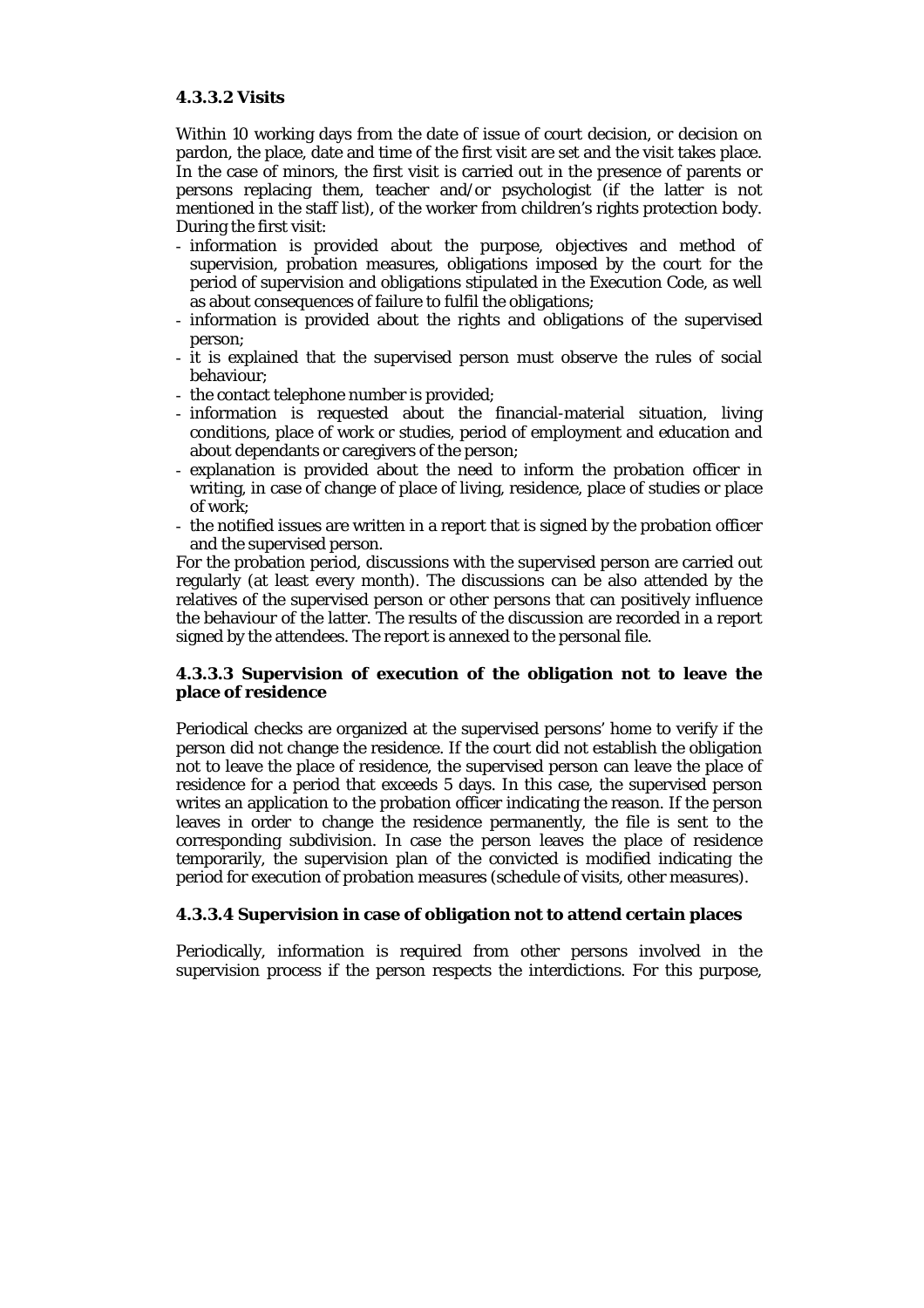#### 4.3.3.2 Visits

Within 10 working days from the date of issue of court decision, or decision on pardon, the place, date and time of the first visit are set and the visit takes place. In the case of minors, the first visit is carried out in the presence of parents or persons replacing them, teacher and/or psychologist (if the latter is not mentioned in the staff list), of the worker from children's rights protection body. During the first visit:

- information is provided about the purpose, objectives and method of supervision, probation measures, obligations imposed by the court for the period of supervision and obligations stipulated in the Execution Code, as well as about consequences of failure to fulfil the obligations;
- information is provided about the rights and obligations of the supervised person;
- it is explained that the supervised person must observe the rules of social behaviour;
- the contact telephone number is provided;
- information is requested about the financial-material situation, living conditions, place of work or studies, period of employment and education and about dependants or caregivers of the person;
- explanation is provided about the need to inform the probation officer in writing, in case of change of place of living, residence, place of studies or place of work;
- the notified issues are written in a report that is signed by the probation officer and the supervised person.

For the probation period, discussions with the supervised person are carried out regularly (at least every month). The discussions can be also attended by the relatives of the supervised person or other persons that can positively influence the behaviour of the latter. The results of the discussion are recorded in a report signed by the attendees. The report is annexed to the personal file.

#### 4.3.3.3 Supervision of execution of the obligation not to leave the place of residence

Periodical checks are organized at the supervised persons' home to verify if the person did not change the residence. If the court did not establish the obligation not to leave the place of residence, the supervised person can leave the place of residence for a period that exceeds 5 days. In this case, the supervised person writes an application to the probation officer indicating the reason. If the person leaves in order to change the residence permanently, the file is sent to the corresponding subdivision. In case the person leaves the place of residence temporarily, the supervision plan of the convicted is modified indicating the period for execution of probation measures (schedule of visits, other measures).

#### 4.3.3.4 Supervision in case of obligation not to attend certain places

Periodically, information is required from other persons involved in the supervision process if the person respects the interdictions. For this purpose,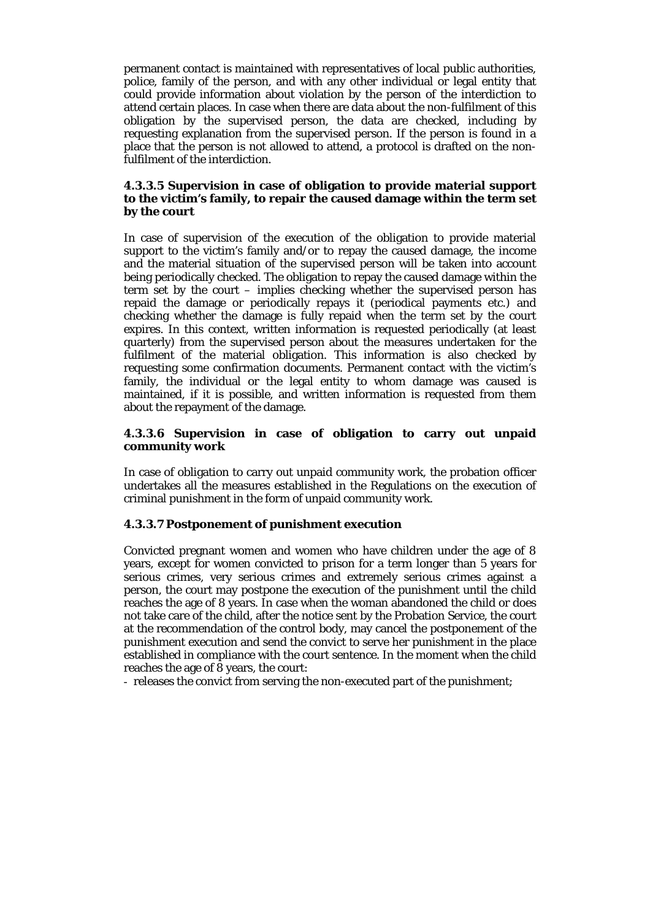permanent contact is maintained with representatives of local public authorities, police, family of the person, and with any other individual or legal entity that could provide information about violation by the person of the interdiction to attend certain places. In case when there are data about the non-fulfilment of this obligation by the supervised person, the data are checked, including by requesting explanation from the supervised person. If the person is found in a place that the person is not allowed to attend, a protocol is drafted on the non-fulfilment of the interdiction.

#### 4.3.3.5 Supervision in case of obligation to provide material support to the victim's family, to repair the caused damage within the term set by the court

In case of supervision of the execution of the obligation to provide material support to the victim's family and/or to repay the caused damage, the income and the material situation of the supervised person will be taken into account being periodically checked. The obligation to repay the caused damage within the term set by the court – implies checking whether the supervised person has repaid the damage or periodically repays it (periodical payments etc.) and checking whether the damage is fully repaid when the term set by the court expires. In this context, written information is requested periodically (at least quarterly) from the supervised person about the measures undertaken for the fulfilment of the material obligation. This information is also checked by requesting some confirmation documents. Permanent contact with the victim's family, the individual or the legal entity to whom damage was caused is maintained, if it is possible, and written information is requested from them about the repayment of the damage.

#### 4.3.3.6 Supervision in case of obligation to carry out unpaid community work

In case of obligation to carry out unpaid community work, the probation officer undertakes all the measures established in the Regulations on the execution of criminal punishment in the form of unpaid community work.

#### 4.3.3.7 Postponement of punishment execution

Convicted pregnant women and women who have children under the age of 8 years, except for women convicted to prison for a term longer than 5 years for serious crimes, very serious crimes and extremely serious crimes against a person, the court may postpone the execution of the punishment until the child reaches the age of 8 years. In case when the woman abandoned the child or does not take care of the child, after the notice sent by the Probation Service, the court at the recommendation of the control body, may cancel the postponement of the punishment execution and send the convict to serve her punishment in the place established in compliance with the court sentence. In the moment when the child reaches the age of 8 years, the court:

- releases the convict from serving the non-executed part of the punishment;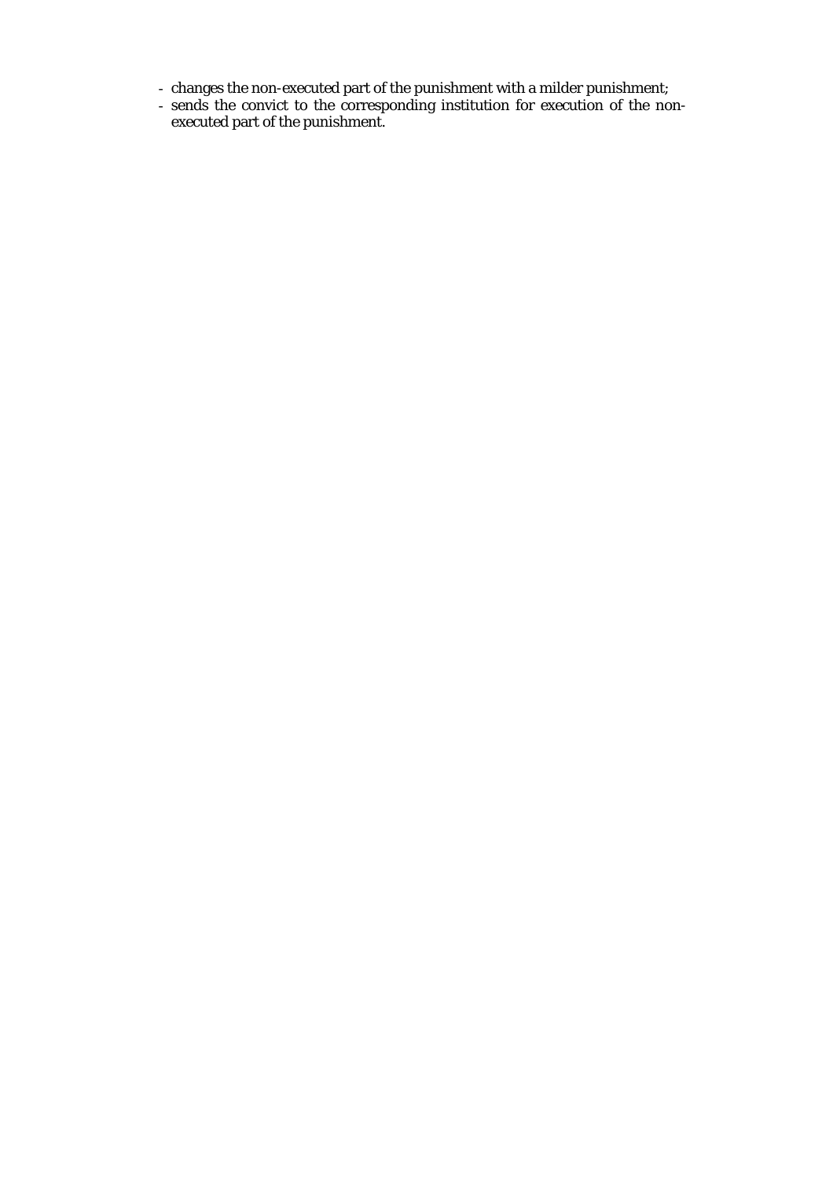- changes the non-executed part of the punishment with a milder punishment;
- sends the convict to the corresponding institution for execution of the non-executed part of the punishment.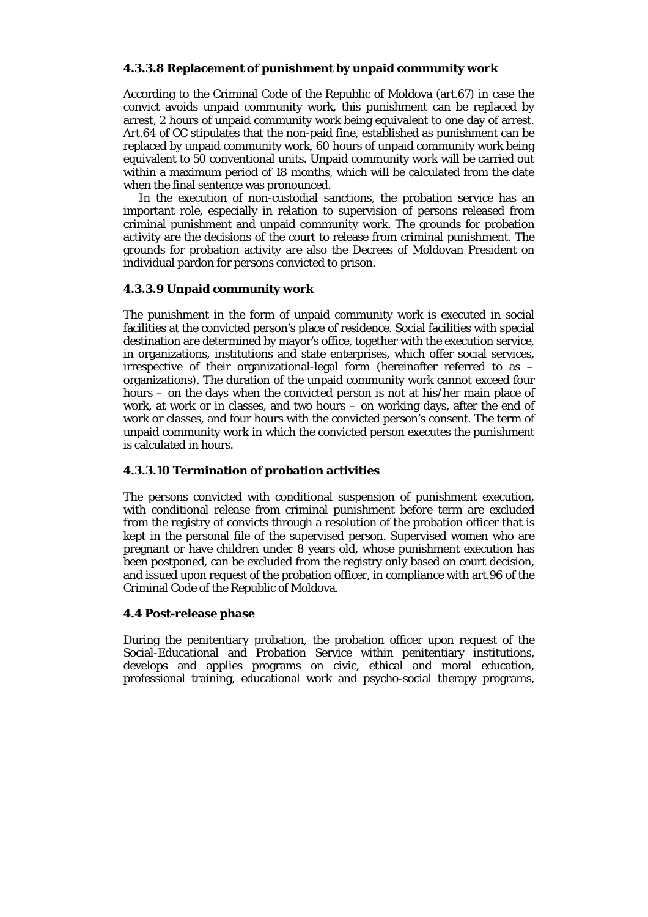#### 4.3.3.8 Replacement of punishment by unpaid community work

According to the Criminal Code of the Republic of Moldova (art.67) in case the convict avoids unpaid community work, this punishment can be replaced by arrest, 2 hours of unpaid community work being equivalent to one day of arrest. Art.64 of CC stipulates that the non-paid fine, established as punishment can be replaced by unpaid community work, 60 hours of unpaid community work being equivalent to 50 conventional units. Unpaid community work will be carried out within a maximum period of 18 months, which will be calculated from the date when the final sentence was pronounced.

In the execution of non-custodial sanctions, the probation service has an important role, especially in relation to supervision of persons released from criminal punishment and unpaid community work. The grounds for probation activity are the decisions of the court to release from criminal punishment. The grounds for probation activity are also the Decrees of Moldovan President on individual pardon for persons convicted to prison.

#### 4.3.3.9 Unpaid community work

The punishment in the form of unpaid community work is executed in social facilities at the convicted person's place of residence. Social facilities with special destination are determined by mayor's office, together with the execution service, in organizations, institutions and state enterprises, which offer social services, irrespective of their organizational-legal form (hereinafter referred to as – organizations). The duration of the unpaid community work cannot exceed four hours – on the days when the convicted person is not at his/her main place of work, at work or in classes, and two hours – on working days, after the end of work or classes, and four hours with the convicted person's consent. The term of unpaid community work in which the convicted person executes the punishment is calculated in hours.

#### 4.3.3.10 Termination of probation activities

The persons convicted with conditional suspension of punishment execution, with conditional release from criminal punishment before term are excluded from the registry of convicts through a resolution of the probation officer that is kept in the personal file of the supervised person. Supervised women who are pregnant or have children under 8 years old, whose punishment execution has been postponed, can be excluded from the registry only based on court decision, and issued upon request of the probation officer, in compliance with art.96 of the Criminal Code of the Republic of Moldova.

### 4.4 Post-release phase

During the penitentiary probation, the probation officer upon request of the Social-Educational and Probation Service within penitentiary institutions, develops and applies programs on civic, ethical and moral education, professional training, educational work and psycho-social therapy programs,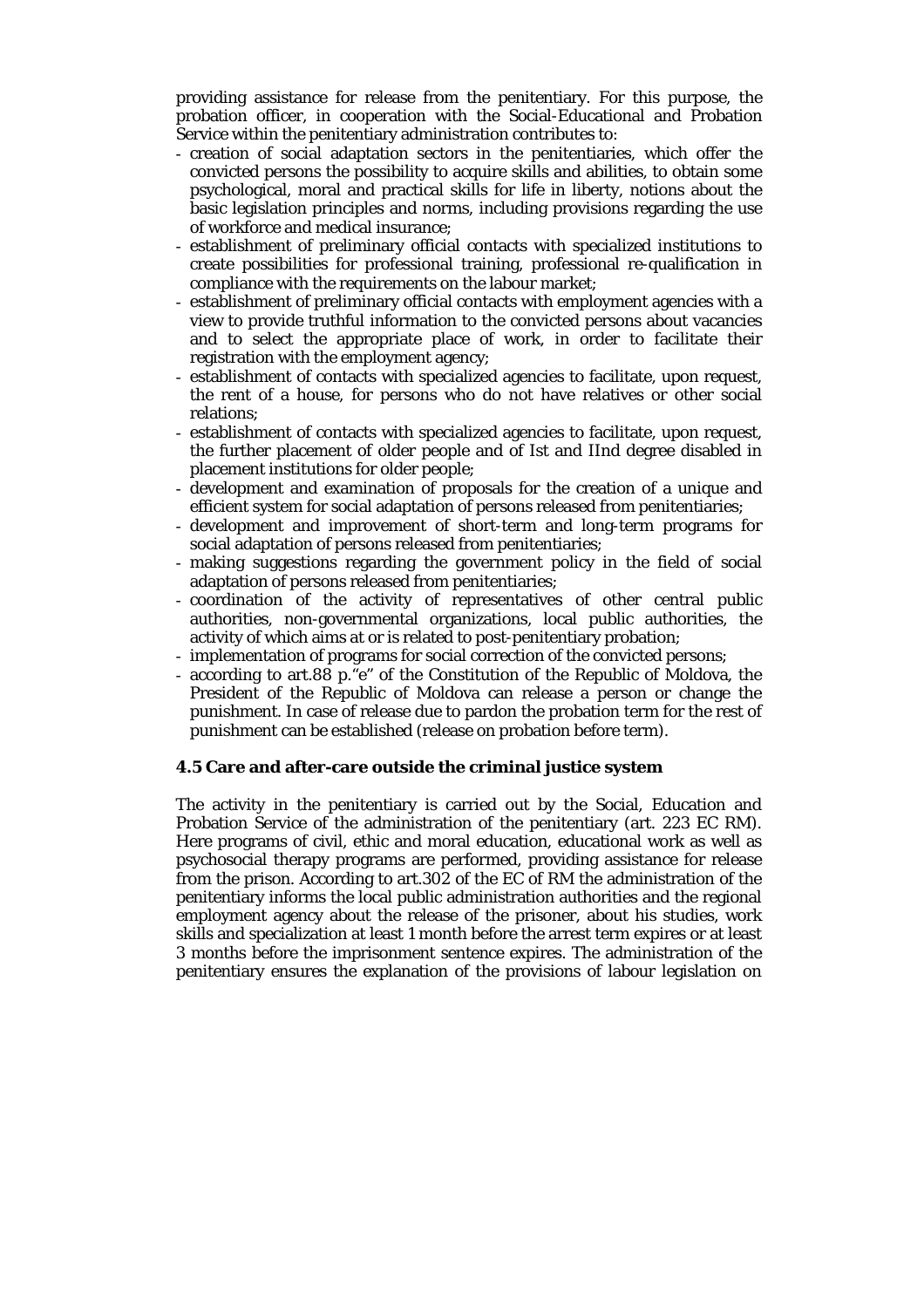providing assistance for release from the penitentiary. For this purpose, the probation officer, in cooperation with the Social-Educational and Probation Service within the penitentiary administration contributes to:

- creation of social adaptation sectors in the penitentiaries, which offer the convicted persons the possibility to acquire skills and abilities, to obtain some psychological, moral and practical skills for life in liberty, notions about the basic legislation principles and norms, including provisions regarding the use of workforce and medical insurance;
- establishment of preliminary official contacts with specialized institutions to create possibilities for professional training, professional re-qualification in compliance with the requirements on the labour market;
- establishment of preliminary official contacts with employment agencies with a view to provide truthful information to the convicted persons about vacancies and to select the appropriate place of work, in order to facilitate their registration with the employment agency;
- establishment of contacts with specialized agencies to facilitate, upon request, the rent of a house, for persons who do not have relatives or other social relations;
- establishment of contacts with specialized agencies to facilitate, upon request, the further placement of older people and of Ist and IInd degree disabled in placement institutions for older people;
- development and examination of proposals for the creation of a unique and efficient system for social adaptation of persons released from penitentiaries;
- development and improvement of short-term and long-term programs for social adaptation of persons released from penitentiaries;
- making suggestions regarding the government policy in the field of social adaptation of persons released from penitentiaries;
- coordination of the activity of representatives of other central public authorities, non-governmental organizations, local public authorities, the activity of which aims at or is related to post-penitentiary probation;
- implementation of programs for social correction of the convicted persons;
- according to art.88 p."e" of the Constitution of the Republic of Moldova, the President of the Republic of Moldova can release a person or change the punishment. In case of release due to pardon the probation term for the rest of punishment can be established (release on probation before term).

### 4.5 Care and after-care outside the criminal justice system

The activity in the penitentiary is carried out by the Social, Education and Probation Service of the administration of the penitentiary (art. 223 EC RM). Here programs of civil, ethic and moral education, educational work as well as psychosocial therapy programs are performed, providing assistance for release from the prison. According to art.302 of the EC of RM the administration of the penitentiary informs the local public administration authorities and the regional employment agency about the release of the prisoner, about his studies, work skills and specialization at least 1 month before the arrest term expires or at least 3 months before the imprisonment sentence expires. The administration of the penitentiary ensures the explanation of the provisions of labour legislation on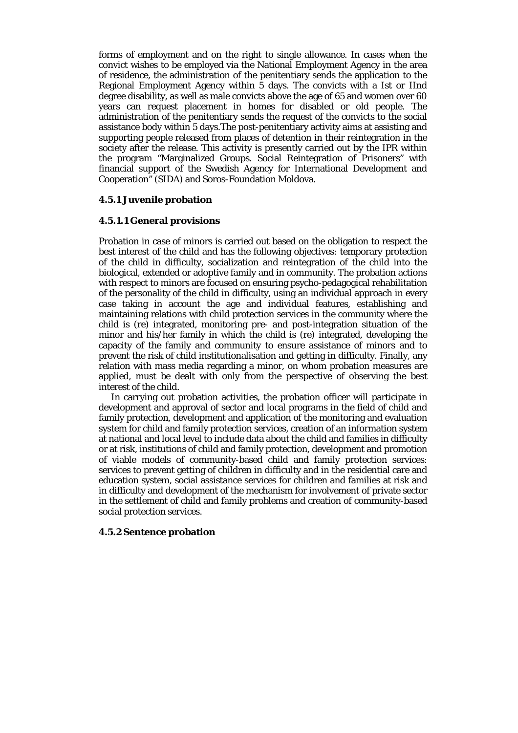forms of employment and on the right to single allowance. In cases when the convict wishes to be employed via the National Employment Agency in the area of residence, the administration of the penitentiary sends the application to the Regional Employment Agency within 5 days. The convicts with a Ist or IInd degree disability, as well as male convicts above the age of 65 and women over 60 years can request placement in homes for disabled or old people. The administration of the penitentiary sends the request of the convicts to the social assistance body within 5 days.The post-penitentiary activity aims at assisting and supporting people released from places of detention in their reintegration in the society after the release. This activity is presently carried out by the IPR within the program "Marginalized Groups. Social Reintegration of Prisoners" with financial support of the Swedish Agency for International Development and Cooperation" (SIDA) and Soros-Foundation Moldova.

### 4.5.1 Juvenile probation

#### 4.5.1.1 General provisions

Probation in case of minors is carried out based on the obligation to respect the best interest of the child and has the following objectives: temporary protection of the child in difficulty, socialization and reintegration of the child into the biological, extended or adoptive family and in community. The probation actions with respect to minors are focused on ensuring psycho-pedagogical rehabilitation of the personality of the child in difficulty, using an individual approach in every case taking in account the age and individual features, establishing and maintaining relations with child protection services in the community where the child is (re) integrated, monitoring pre- and post-integration situation of the minor and his/her family in which the child is (re) integrated, developing the capacity of the family and community to ensure assistance of minors and to prevent the risk of child institutionalisation and getting in difficulty. Finally, any relation with mass media regarding a minor, on whom probation measures are applied, must be dealt with only from the perspective of observing the best interest of the child.

In carrying out probation activities, the probation officer will participate in development and approval of sector and local programs in the field of child and family protection, development and application of the monitoring and evaluation system for child and family protection services, creation of an information system at national and local level to include data about the child and families in difficulty or at risk, institutions of child and family protection, development and promotion of viable models of community-based child and family protection services: services to prevent getting of children in difficulty and in the residential care and education system, social assistance services for children and families at risk and in difficulty and development of the mechanism for involvement of private sector in the settlement of child and family problems and creation of community-based social protection services.

### 4.5.2 Sentence probation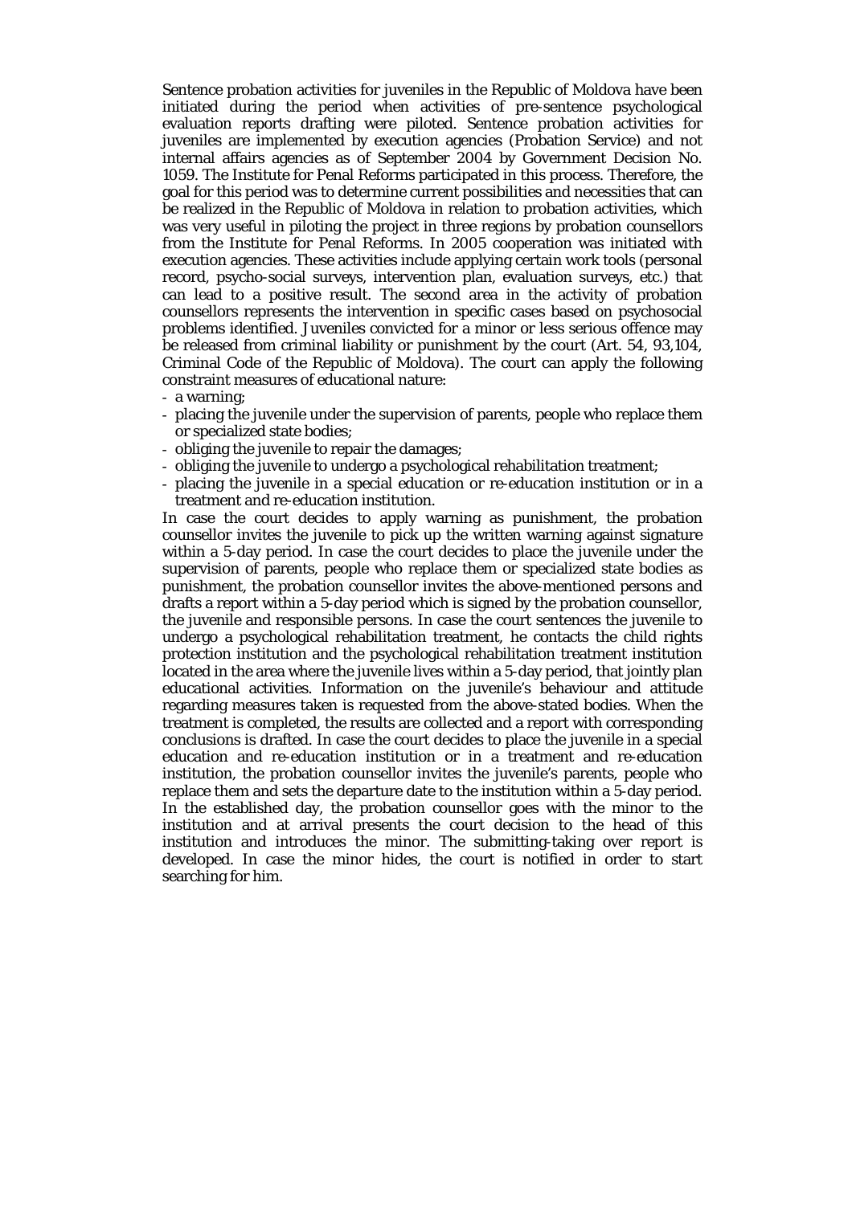Sentence probation activities for juveniles in the Republic of Moldova have been initiated during the period when activities of pre-sentence psychological evaluation reports drafting were piloted. Sentence probation activities for juveniles are implemented by execution agencies (Probation Service) and not internal affairs agencies as of September 2004 by Government Decision No. 1059. The Institute for Penal Reforms participated in this process. Therefore, the goal for this period was to determine current possibilities and necessities that can be realized in the Republic of Moldova in relation to probation activities, which was very useful in piloting the project in three regions by probation counsellors from the Institute for Penal Reforms. In 2005 cooperation was initiated with execution agencies. These activities include applying certain work tools (personal record, psycho-social surveys, intervention plan, evaluation surveys, etc.) that can lead to a positive result. The second area in the activity of probation counsellors represents the intervention in specific cases based on psychosocial problems identified. Juveniles convicted for a minor or less serious offence may be released from criminal liability or punishment by the court (Art. 54, 93,104, Criminal Code of the Republic of Moldova). The court can apply the following constraint measures of educational nature:

- a warning;
- placing the juvenile under the supervision of parents, people who replace them or specialized state bodies;
- obliging the juvenile to repair the damages;
- obliging the juvenile to undergo a psychological rehabilitation treatment;
- placing the juvenile in a special education or re-education institution or in a treatment and re-education institution.

In case the court decides to apply warning as punishment, the probation counsellor invites the juvenile to pick up the written warning against signature within a 5-day period. In case the court decides to place the juvenile under the supervision of parents, people who replace them or specialized state bodies as punishment, the probation counsellor invites the above-mentioned persons and drafts a report within a 5-day period which is signed by the probation counsellor, the juvenile and responsible persons. In case the court sentences the juvenile to undergo a psychological rehabilitation treatment, he contacts the child rights protection institution and the psychological rehabilitation treatment institution located in the area where the juvenile lives within a 5-day period, that jointly plan educational activities. Information on the juvenile's behaviour and attitude regarding measures taken is requested from the above-stated bodies. When the treatment is completed, the results are collected and a report with corresponding conclusions is drafted. In case the court decides to place the juvenile in a special education and re-education institution or in a treatment and re-education institution, the probation counsellor invites the juvenile's parents, people who replace them and sets the departure date to the institution within a 5-day period. In the established day, the probation counsellor goes with the minor to the institution and at arrival presents the court decision to the head of this institution and introduces the minor. The submitting-taking over report is developed. In case the minor hides, the court is notified in order to start searching for him.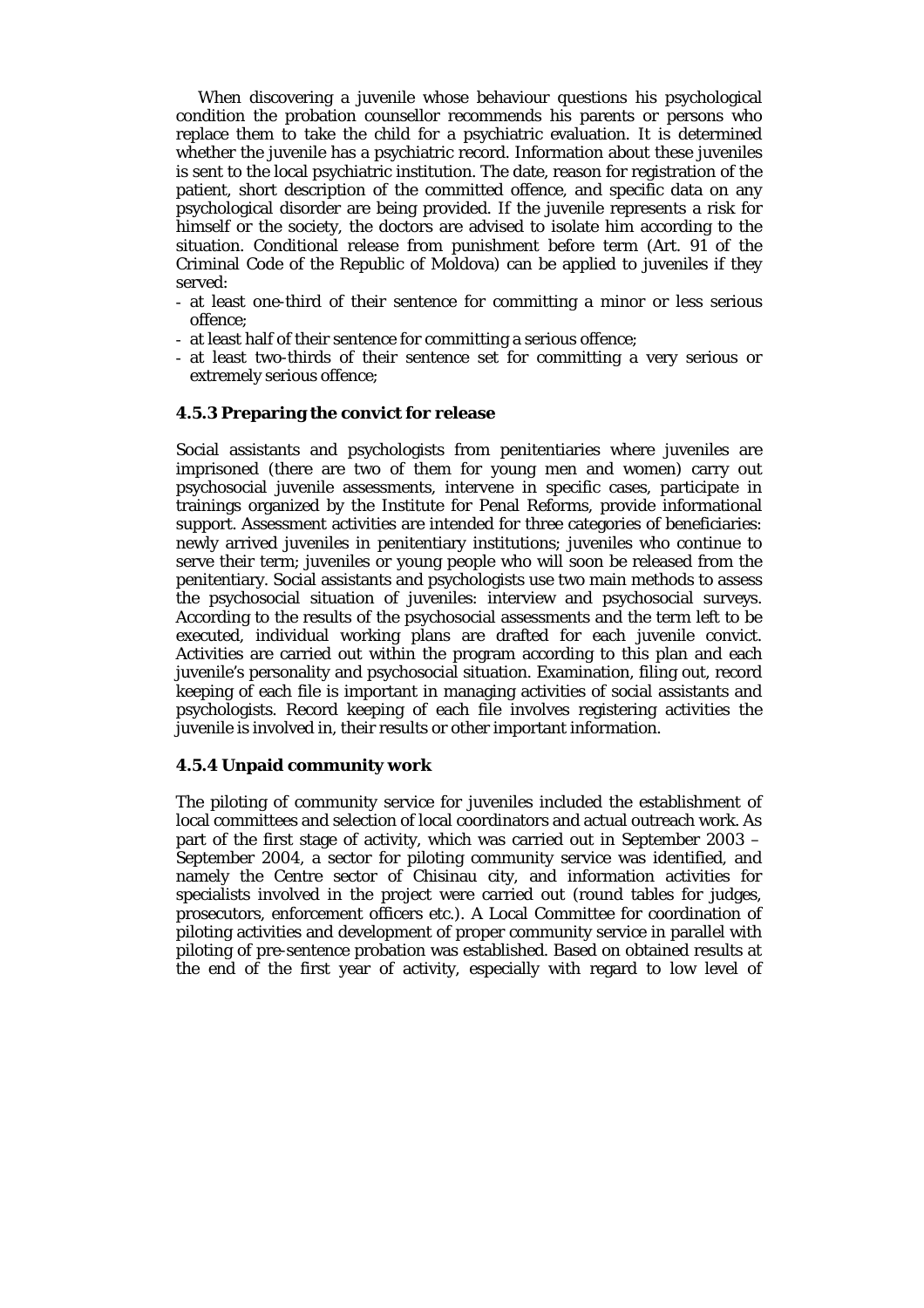When discovering a juvenile whose behaviour questions his psychological condition the probation counsellor recommends his parents or persons who replace them to take the child for a psychiatric evaluation. It is determined whether the juvenile has a psychiatric record. Information about these juveniles is sent to the local psychiatric institution. The date, reason for registration of the patient, short description of the committed offence, and specific data on any psychological disorder are being provided. If the juvenile represents a risk for himself or the society, the doctors are advised to isolate him according to the situation. Conditional release from punishment before term (Art. 91 of the Criminal Code of the Republic of Moldova) can be applied to juveniles if they served:

- at least one-third of their sentence for committing a minor or less serious offence;
- at least half of their sentence for committing a serious offence;
- at least two-thirds of their sentence set for committing a very serious or extremely serious offence;

### 4.5.3 Preparing the convict for release

Social assistants and psychologists from penitentiaries where juveniles are imprisoned (there are two of them for young men and women) carry out psychosocial juvenile assessments, intervene in specific cases, participate in trainings organized by the Institute for Penal Reforms, provide informational support. Assessment activities are intended for three categories of beneficiaries: newly arrived juveniles in penitentiary institutions; juveniles who continue to serve their term; juveniles or young people who will soon be released from the penitentiary. Social assistants and psychologists use two main methods to assess the psychosocial situation of juveniles: interview and psychosocial surveys. According to the results of the psychosocial assessments and the term left to be executed, individual working plans are drafted for each juvenile convict. Activities are carried out within the program according to this plan and each juvenile's personality and psychosocial situation. Examination, filing out, record keeping of each file is important in managing activities of social assistants and psychologists. Record keeping of each file involves registering activities the juvenile is involved in, their results or other important information.

### 4.5.4 Unpaid community work

The piloting of community service for juveniles included the establishment of local committees and selection of local coordinators and actual outreach work. As part of the first stage of activity, which was carried out in September 2003 – September 2004, a sector for piloting community service was identified, and namely the Centre sector of Chisinau city, and information activities for specialists involved in the project were carried out (round tables for judges, prosecutors, enforcement officers etc.). A Local Committee for coordination of piloting activities and development of proper community service in parallel with piloting of pre-sentence probation was established. Based on obtained results at the end of the first year of activity, especially with regard to low level of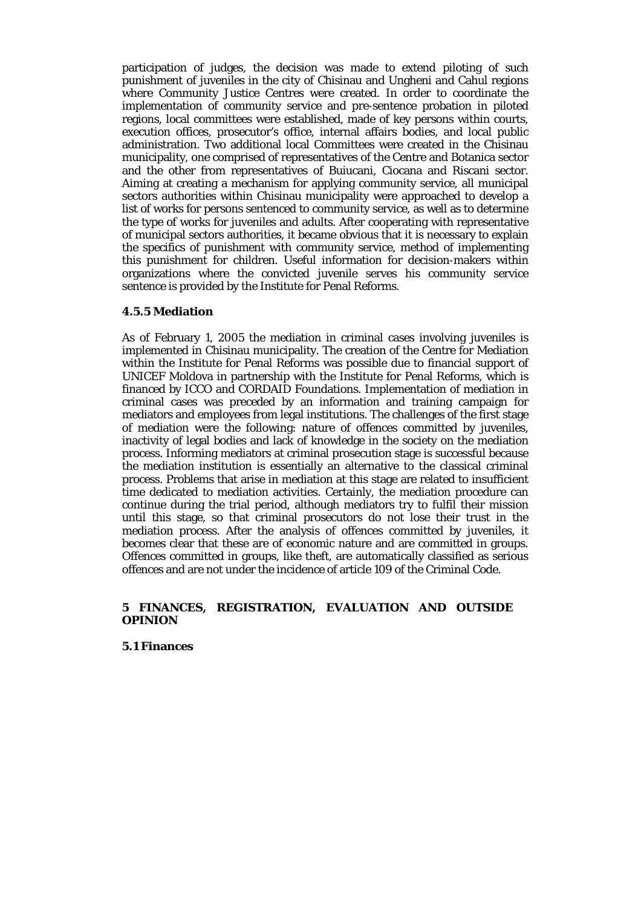participation of judges, the decision was made to extend piloting of such punishment of juveniles in the city of Chisinau and Ungheni and Cahul regions where Community Justice Centres were created. In order to coordinate the implementation of community service and pre-sentence probation in piloted regions, local committees were established, made of key persons within courts, execution offices, prosecutor's office, internal affairs bodies, and local public administration. Two additional local Committees were created in the Chisinau municipality, one comprised of representatives of the Centre and Botanica sector and the other from representatives of Buiucani, Ciocana and Riscani sector. Aiming at creating a mechanism for applying community service, all municipal sectors authorities within Chisinau municipality were approached to develop a list of works for persons sentenced to community service, as well as to determine the type of works for juveniles and adults. After cooperating with representative of municipal sectors authorities, it became obvious that it is necessary to explain the specifics of punishment with community service, method of implementing this punishment for children. Useful information for decision-makers within organizations where the convicted juvenile serves his community service sentence is provided by the Institute for Penal Reforms.

### 4.5.5 Mediation

As of February 1, 2005 the mediation in criminal cases involving juveniles is implemented in Chisinau municipality. The creation of the Centre for Mediation within the Institute for Penal Reforms was possible due to financial support of UNICEF Moldova in partnership with the Institute for Penal Reforms, which is financed by ICCO and CORDAID Foundations. Implementation of mediation in criminal cases was preceded by an information and training campaign for mediators and employees from legal institutions. The challenges of the first stage of mediation were the following: nature of offences committed by juveniles, inactivity of legal bodies and lack of knowledge in the society on the mediation process. Informing mediators at criminal prosecution stage is successful because the mediation institution is essentially an alternative to the classical criminal process. Problems that arise in mediation at this stage are related to insufficient time dedicated to mediation activities. Certainly, the mediation procedure can continue during the trial period, although mediators try to fulfil their mission until this stage, so that criminal prosecutors do not lose their trust in the mediation process. After the analysis of offences committed by juveniles, it becomes clear that these are of economic nature and are committed in groups. Offences committed in groups, like theft, are automatically classified as serious offences and are not under the incidence of article 109 of the Criminal Code.

## 5 FINANCES, REGISTRATION, EVALUATION AND OUTSIDE OPINION

### 5.1 Finances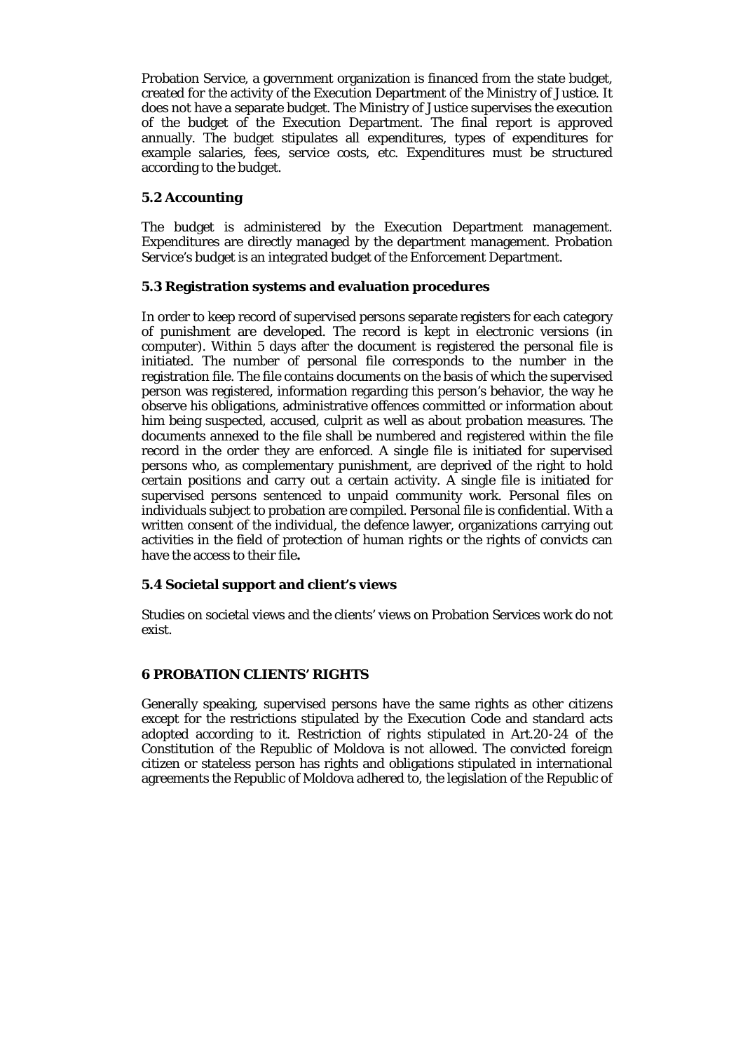Probation Service, a government organization is financed from the state budget, created for the activity of the Execution Department of the Ministry of Justice. It does not have a separate budget. The Ministry of Justice supervises the execution of the budget of the Execution Department. The final report is approved annually. The budget stipulates all expenditures, types of expenditures for example salaries, fees, service costs, etc. Expenditures must be structured according to the budget.

### 5.2 Accounting

The budget is administered by the Execution Department management. Expenditures are directly managed by the department management. Probation Service's budget is an integrated budget of the Enforcement Department.

### 5.3 Registration systems and evaluation procedures

In order to keep record of supervised persons separate registers for each category of punishment are developed. The record is kept in electronic versions (in computer). Within 5 days after the document is registered the personal file is initiated. The number of personal file corresponds to the number in the registration file. The file contains documents on the basis of which the supervised person was registered, information regarding this person's behavior, the way he observe his obligations, administrative offences committed or information about him being suspected, accused, culprit as well as about probation measures. The documents annexed to the file shall be numbered and registered within the file record in the order they are enforced. A single file is initiated for supervised persons who, as complementary punishment, are deprived of the right to hold certain positions and carry out a certain activity. A single file is initiated for supervised persons sentenced to unpaid community work. Personal files on individuals subject to probation are compiled. Personal file is confidential. With a written consent of the individual, the defence lawyer, organizations carrying out activities in the field of protection of human rights or the rights of convicts can have the access to their file**.**

### 5.4 Societal support and client's views

Studies on societal views and the clients' views on Probation Services work do not exist.

## 6 PROBATION CLIENTS' RIGHTS

Generally speaking, supervised persons have the same rights as other citizens except for the restrictions stipulated by the Execution Code and standard acts adopted according to it. Restriction of rights stipulated in Art.20-24 of the Constitution of the Republic of Moldova is not allowed. The convicted foreign citizen or stateless person has rights and obligations stipulated in international agreements the Republic of Moldova adhered to, the legislation of the Republic of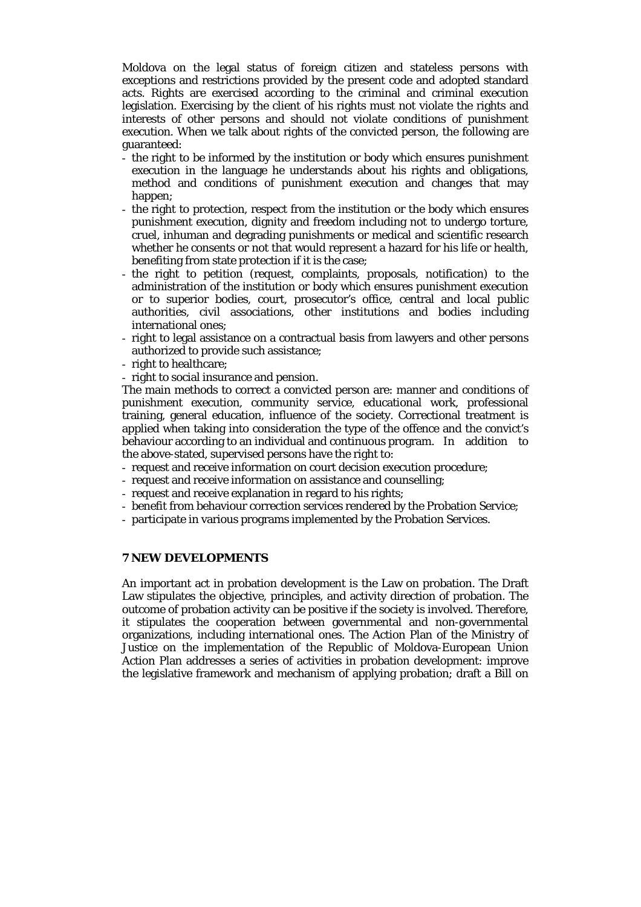Moldova on the legal status of foreign citizen and stateless persons with exceptions and restrictions provided by the present code and adopted standard acts. Rights are exercised according to the criminal and criminal execution legislation. Exercising by the client of his rights must not violate the rights and interests of other persons and should not violate conditions of punishment execution. When we talk about rights of the convicted person, the following are guaranteed:

- the right to be informed by the institution or body which ensures punishment execution in the language he understands about his rights and obligations, method and conditions of punishment execution and changes that may happen;
- the right to protection, respect from the institution or the body which ensures punishment execution, dignity and freedom including not to undergo torture, cruel, inhuman and degrading punishments or medical and scientific research whether he consents or not that would represent a hazard for his life or health, benefiting from state protection if it is the case;
- the right to petition (request, complaints, proposals, notification) to the administration of the institution or body which ensures punishment execution or to superior bodies, court, prosecutor's office, central and local public authorities, civil associations, other institutions and bodies including international ones;
- right to legal assistance on a contractual basis from lawyers and other persons authorized to provide such assistance;
- right to healthcare;
- right to social insurance and pension.

The main methods to correct a convicted person are: manner and conditions of punishment execution, community service, educational work, professional training, general education, influence of the society. Correctional treatment is applied when taking into consideration the type of the offence and the convict's behaviour according to an individual and continuous program. In addition to the above-stated, supervised persons have the right to:

- request and receive information on court decision execution procedure;
- request and receive information on assistance and counselling;
- request and receive explanation in regard to his rights;
- benefit from behaviour correction services rendered by the Probation Service;
- participate in various programs implemented by the Probation Services.

## 7 NEW DEVELOPMENTS

An important act in probation development is the Law on probation. The Draft Law stipulates the objective, principles, and activity direction of probation. The outcome of probation activity can be positive if the society is involved. Therefore, it stipulates the cooperation between governmental and non-governmental organizations, including international ones. The Action Plan of the Ministry of Justice on the implementation of the Republic of Moldova-European Union Action Plan addresses a series of activities in probation development: improve the legislative framework and mechanism of applying probation; draft a Bill on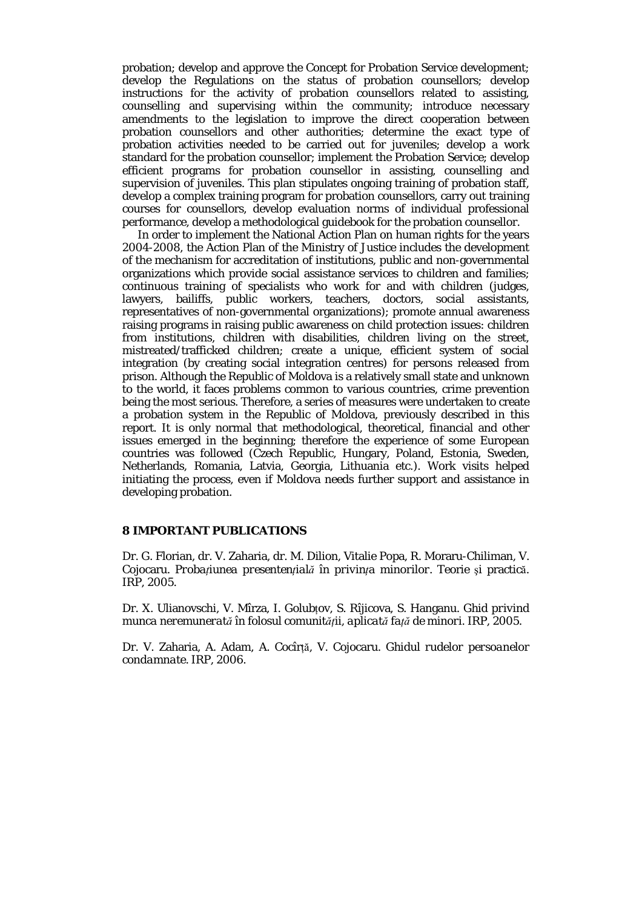probation; develop and approve the Concept for Probation Service development; develop the Regulations on the status of probation counsellors; develop instructions for the activity of probation counsellors related to assisting, counselling and supervising within the community; introduce necessary amendments to the legislation to improve the direct cooperation between probation counsellors and other authorities; determine the exact type of probation activities needed to be carried out for juveniles; develop a work standard for the probation counsellor; implement the Probation Service; develop efficient programs for probation counsellor in assisting, counselling and supervision of juveniles. This plan stipulates ongoing training of probation staff, develop a complex training program for probation counsellors, carry out training courses for counsellors, develop evaluation norms of individual professional performance, develop a methodological guidebook for the probation counsellor.

In order to implement the National Action Plan on human rights for the years 2004-2008, the Action Plan of the Ministry of Justice includes the development of the mechanism for accreditation of institutions, public and non-governmental organizations which provide social assistance services to children and families; continuous training of specialists who work for and with children (judges, lawyers, bailiffs, public workers, teachers, doctors, social assistants, representatives of non-governmental organizations); promote annual awareness raising programs in raising public awareness on child protection issues: children from institutions, children with disabilities, children living on the street, mistreated/trafficked children; create a unique, efficient system of social integration (by creating social integration centres) for persons released from prison. Although the Republic of Moldova is a relatively small state and unknown to the world, it faces problems common to various countries, crime prevention being the most serious. Therefore, a series of measures were undertaken to create a probation system in the Republic of Moldova, previously described in this report. It is only normal that methodological, theoretical, financial and other issues emerged in the beginning; therefore the experience of some European countries was followed (Czech Republic, Hungary, Poland, Estonia, Sweden, Netherlands, Romania, Latvia, Georgia, Lithuania etc.). Work visits helped initiating the process, even if Moldova needs further support and assistance in developing probation.

## 8 IMPORTANT PUBLICATIONS

Dr. G. Florian, dr. V. Zaharia, dr. M. Dilion, Vitalie Popa, R. Moraru-Chiliman, V. Cojocaru. *Probaţiunea presentenţială în privinţa minorilor. Teorie şi practică*. IRP, 2005.

Dr. X. Ulianovschi, V. Mîrza, I. Golubţov, S. Rîjicova, S. Hanganu. *Ghid privind munca neremunerată în folosul comunităţii, aplicată faţă de minori*. IRP, 2005.

Dr. V. Zaharia, A. Adam, A. Cocîrţă, V. Cojocaru. *Ghidul rudelor persoanelor condamnate*. IRP, 2006.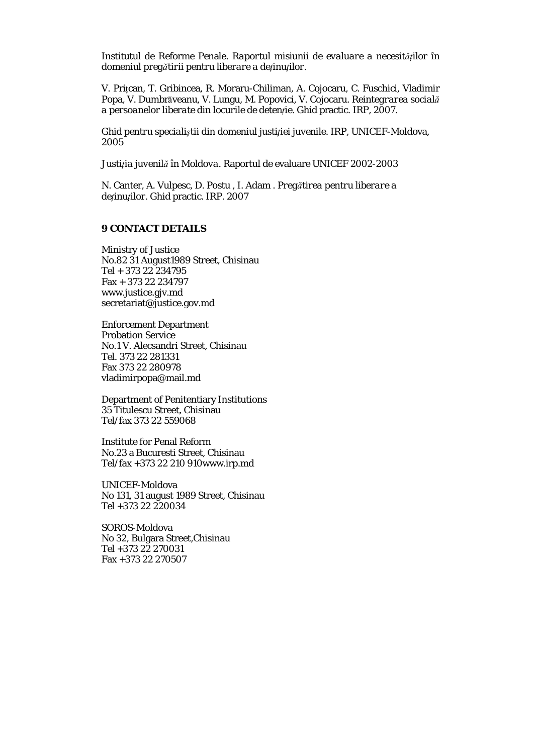Institutul de Reforme Penale. *Raportul misiunii de evaluare a necesităţilor în domeniul pregătirii pentru liberare a deţinuţilor.*

V. Priţcan, T. Gribincea, R. Moraru-Chiliman, A. Cojocaru, C. Fuschici, Vladimir Popa, V. Dumbrăveanu, V. Lungu, M. Popovici, V. Cojocaru. *Reintegrarea socială a persoanelor liberate din locurile de detenţie.* Ghid practic. IRP, 2007.

*Ghid pentru specialiştii din domeniul justiţiei juvenile.* IRP, UNICEF-Moldova, 2005

*Justiţia juvenilă în Moldova.* Raportul de evaluare UNICEF 2002-2003

N. Canter, A. Vulpesc, D. Postu , I. Adam . *Pregătirea pentru liberare a deţinuţilor.* Ghid practic. IRP. 2007

## 9 CONTACT DETAILS

Ministry of Justice
No.82 31 August1989 Street, Chisinau
Tel + 373 22 234795
Fax + 373 22 234797
www.justice.gjv.md
secretariat@justice.gov.md

Enforcement Department
Probation Service
No.1 V. Alecsandri Street, Chisinau
Tel. 373 22 281331
Fax 373 22 280978
vladimirpopa@mail.md

Department of Penitentiary Institutions
35 Titulescu Street, Chisinau
Tel/fax 373 22 559068

Institute for Penal Reform
No.23 a Bucuresti Street, Chisinau
Tel/fax +373 22 210 910www.irp.md

UNICEF-Moldova
No 131, 31 august 1989 Street, Chisinau
Tel +373 22 220034

SOROS-Moldova
No 32, Bulgara Street,Chisinau
Tel +373 22 270031
Fax +373 22 270507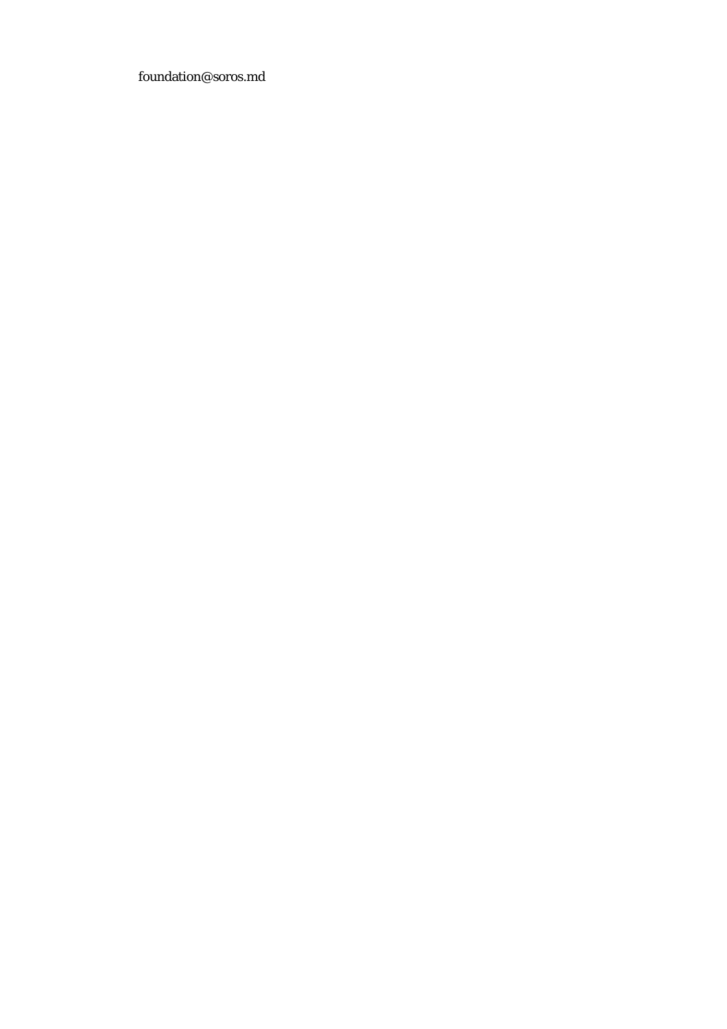foundation@soros.md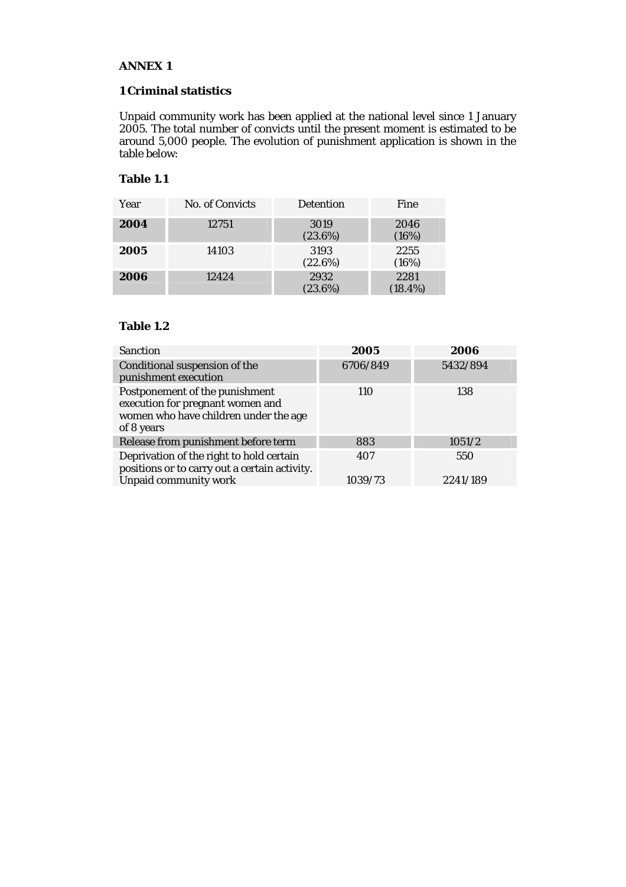**ANNEX 1**

**1 Criminal statistics**

Unpaid community work has been applied at the national level since 1 January 2005. The total number of convicts until the present moment is estimated to be around 5,000 people. The evolution of punishment application is shown in the table below:

**Table 1.1**

| Year | No. of Convicts | Detention | Fine |
|---|---|---|---|
| **2004** | 12751 | 3019 (23.6%) | 2046 (16%) |
| **2005** | 14103 | 3193 (22.6%) | 2255 (16%) |
| **2006** | 12424 | 2932 (23.6%) | 2281 (18.4%) |

**Table 1.2**

| Sanction | **2005** | **2006** |
|---|---|---|
| Conditional suspension of the punishment execution | 6706/849 | 5432/894 |
| Postponement of the punishment execution for pregnant women and women who have children under the age of 8 years | 110 | 138 |
| Release from punishment before term | 883 | 1051/2 |
| Deprivation of the right to hold certain positions or to carry out a certain activity. | 407 | 550 |
| Unpaid community work | 1039/73 | 2241/189 |